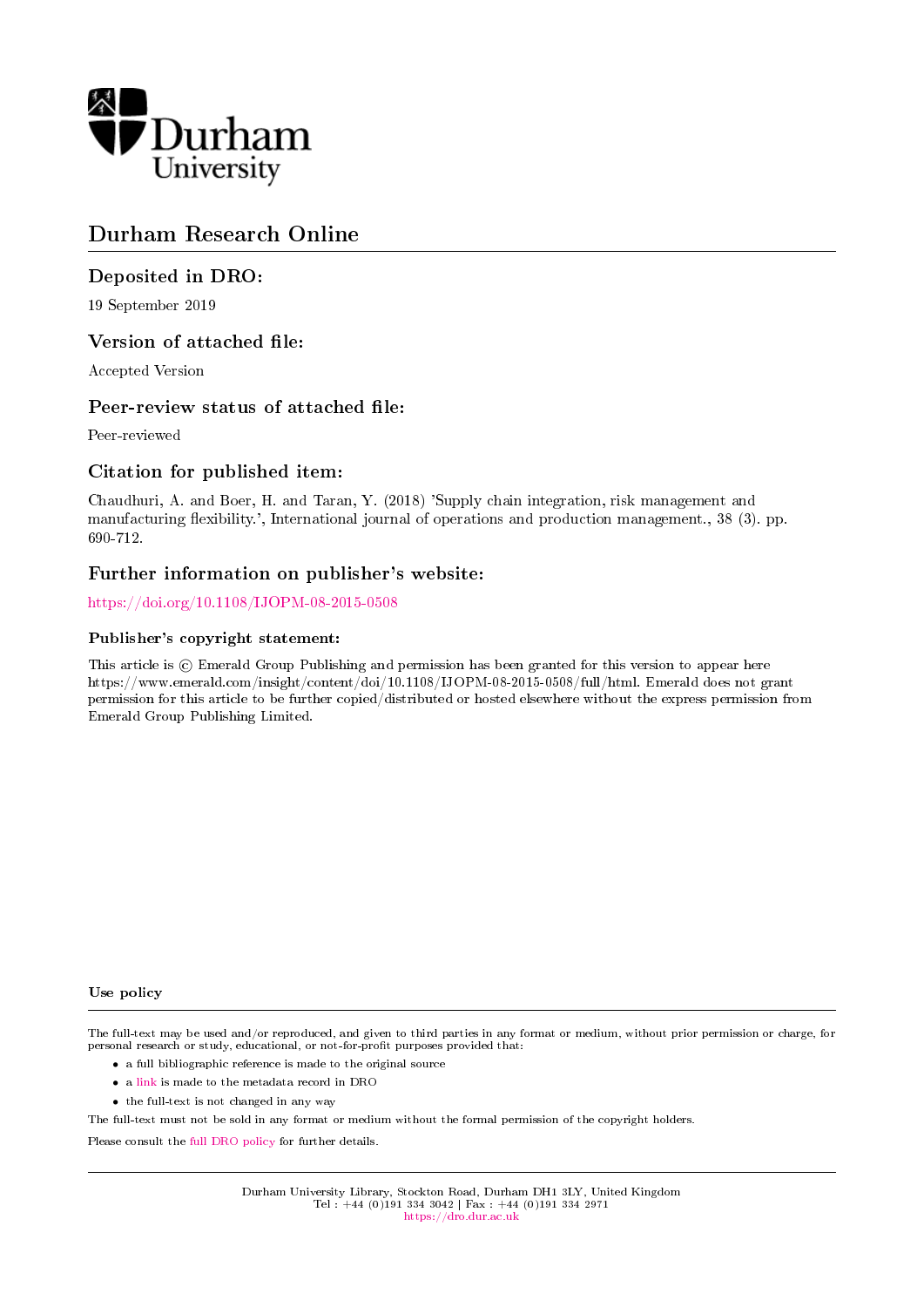Durham University

# Durham Research Online

## Deposited in DRO:

19 September 2019

## Version of attached file:

Accepted Version

## Peer-review status of attached file:

Peer-reviewed

## Citation for published item:

Chaudhuri, A. and Boer, H. and Taran, Y. (2018) 'Supply chain integration, risk management and manufacturing flexibility.', International journal of operations and production management., 38 (3). pp. 690-712.

## Further information on publisher's website:

https://doi.org/10.1108/IJOPM-08-2015-0508

### Publisher's copyright statement:

This article is © Emerald Group Publishing and permission has been granted for this version to appear here https://www.emerald.com/insight/content/doi/10.1108/IJOPM-08-2015-0508/full/html. Emerald does not grant permission for this article to be further copied/distributed or hosted elsewhere without the express permission from Emerald Group Publishing Limited.

### Use policy

The full-text may be used and/or reproduced, and given to third parties in any format or medium, without prior permission or charge, for personal research or study, educational, or not-for-profit purposes provided that:

- a full bibliographic reference is made to the original source
- a link is made to the metadata record in DRO
- the full-text is not changed in any way

The full-text must not be sold in any format or medium without the formal permission of the copyright holders.

Please consult the full DRO policy for further details.

Durham University Library, Stockton Road, Durham DH1 3LY, United Kingdom
Tel : +44 (0)191 334 3042 | Fax : +44 (0)191 334 2971
https://dro.dur.ac.uk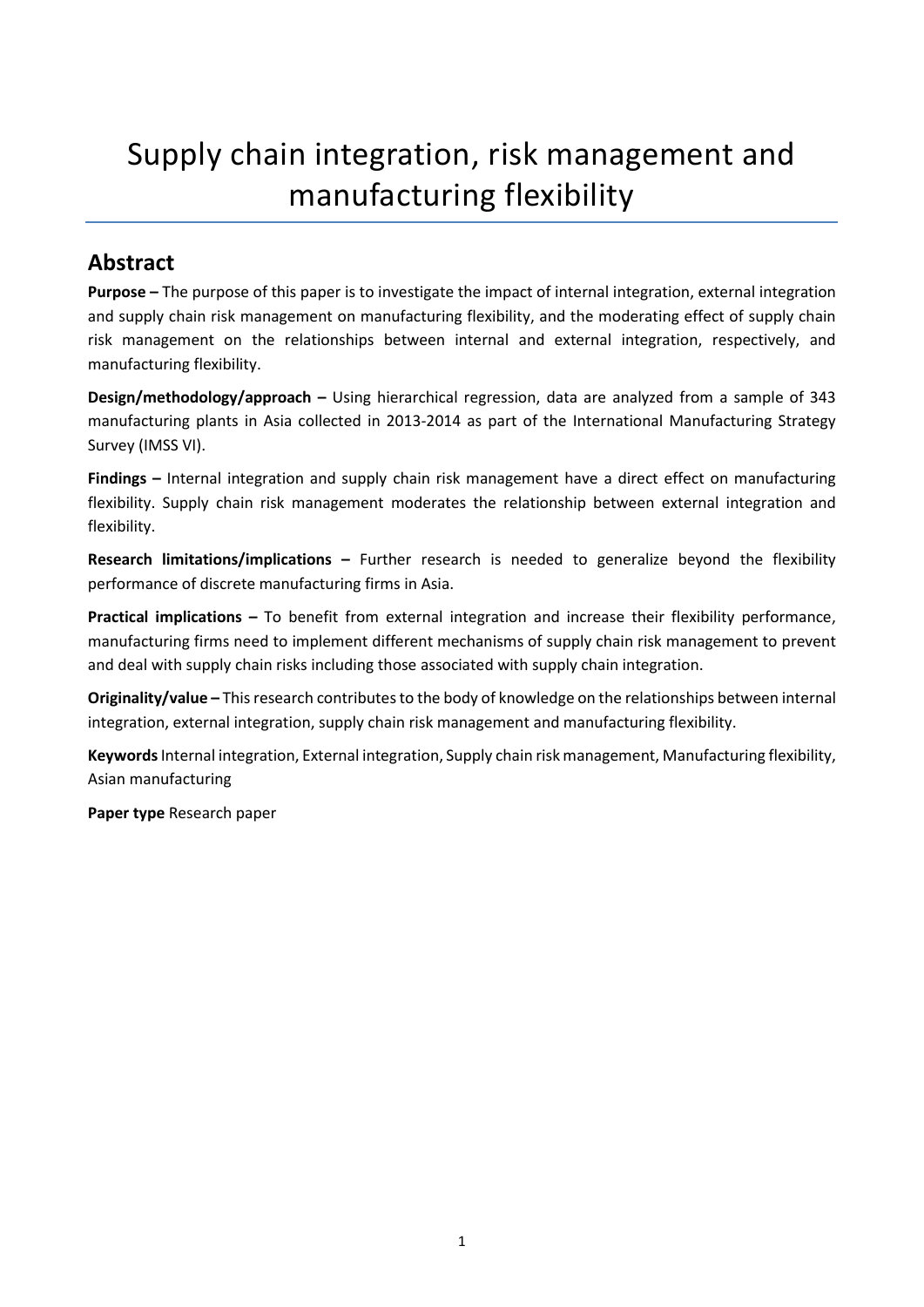# Supply chain integration, risk management and manufacturing flexibility

## Abstract

**Purpose –** The purpose of this paper is to investigate the impact of internal integration, external integration and supply chain risk management on manufacturing flexibility, and the moderating effect of supply chain risk management on the relationships between internal and external integration, respectively, and manufacturing flexibility.

**Design/methodology/approach –** Using hierarchical regression, data are analyzed from a sample of 343 manufacturing plants in Asia collected in 2013-2014 as part of the International Manufacturing Strategy Survey (IMSS VI).

**Findings –** Internal integration and supply chain risk management have a direct effect on manufacturing flexibility. Supply chain risk management moderates the relationship between external integration and flexibility.

**Research limitations/implications –** Further research is needed to generalize beyond the flexibility performance of discrete manufacturing firms in Asia.

**Practical implications –** To benefit from external integration and increase their flexibility performance, manufacturing firms need to implement different mechanisms of supply chain risk management to prevent and deal with supply chain risks including those associated with supply chain integration.

**Originality/value –** This research contributes to the body of knowledge on the relationships between internal integration, external integration, supply chain risk management and manufacturing flexibility.

**Keywords** Internal integration, External integration, Supply chain risk management, Manufacturing flexibility, Asian manufacturing

**Paper type** Research paper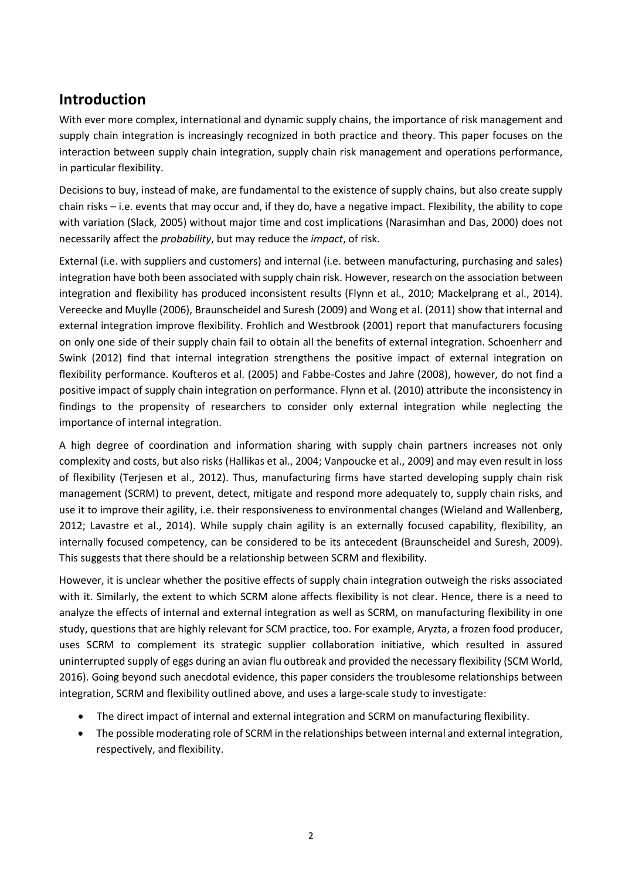## Introduction

With ever more complex, international and dynamic supply chains, the importance of risk management and supply chain integration is increasingly recognized in both practice and theory. This paper focuses on the interaction between supply chain integration, supply chain risk management and operations performance, in particular flexibility.

Decisions to buy, instead of make, are fundamental to the existence of supply chains, but also create supply chain risks – i.e. events that may occur and, if they do, have a negative impact. Flexibility, the ability to cope with variation (Slack, 2005) without major time and cost implications (Narasimhan and Das, 2000) does not necessarily affect the *probability*, but may reduce the *impact*, of risk.

External (i.e. with suppliers and customers) and internal (i.e. between manufacturing, purchasing and sales) integration have both been associated with supply chain risk. However, research on the association between integration and flexibility has produced inconsistent results (Flynn et al., 2010; Mackelprang et al., 2014). Vereecke and Muylle (2006), Braunscheidel and Suresh (2009) and Wong et al. (2011) show that internal and external integration improve flexibility. Frohlich and Westbrook (2001) report that manufacturers focusing on only one side of their supply chain fail to obtain all the benefits of external integration. Schoenherr and Swink (2012) find that internal integration strengthens the positive impact of external integration on flexibility performance. Koufteros et al. (2005) and Fabbe-Costes and Jahre (2008), however, do not find a positive impact of supply chain integration on performance. Flynn et al. (2010) attribute the inconsistency in findings to the propensity of researchers to consider only external integration while neglecting the importance of internal integration.

A high degree of coordination and information sharing with supply chain partners increases not only complexity and costs, but also risks (Hallikas et al., 2004; Vanpoucke et al., 2009) and may even result in loss of flexibility (Terjesen et al., 2012). Thus, manufacturing firms have started developing supply chain risk management (SCRM) to prevent, detect, mitigate and respond more adequately to, supply chain risks, and use it to improve their agility, i.e. their responsiveness to environmental changes (Wieland and Wallenberg, 2012; Lavastre et al., 2014). While supply chain agility is an externally focused capability, flexibility, an internally focused competency, can be considered to be its antecedent (Braunscheidel and Suresh, 2009). This suggests that there should be a relationship between SCRM and flexibility.

However, it is unclear whether the positive effects of supply chain integration outweigh the risks associated with it. Similarly, the extent to which SCRM alone affects flexibility is not clear. Hence, there is a need to analyze the effects of internal and external integration as well as SCRM, on manufacturing flexibility in one study, questions that are highly relevant for SCM practice, too. For example, Aryzta, a frozen food producer, uses SCRM to complement its strategic supplier collaboration initiative, which resulted in assured uninterrupted supply of eggs during an avian flu outbreak and provided the necessary flexibility (SCM World, 2016). Going beyond such anecdotal evidence, this paper considers the troublesome relationships between integration, SCRM and flexibility outlined above, and uses a large-scale study to investigate:

- The direct impact of internal and external integration and SCRM on manufacturing flexibility.
- The possible moderating role of SCRM in the relationships between internal and external integration, respectively, and flexibility.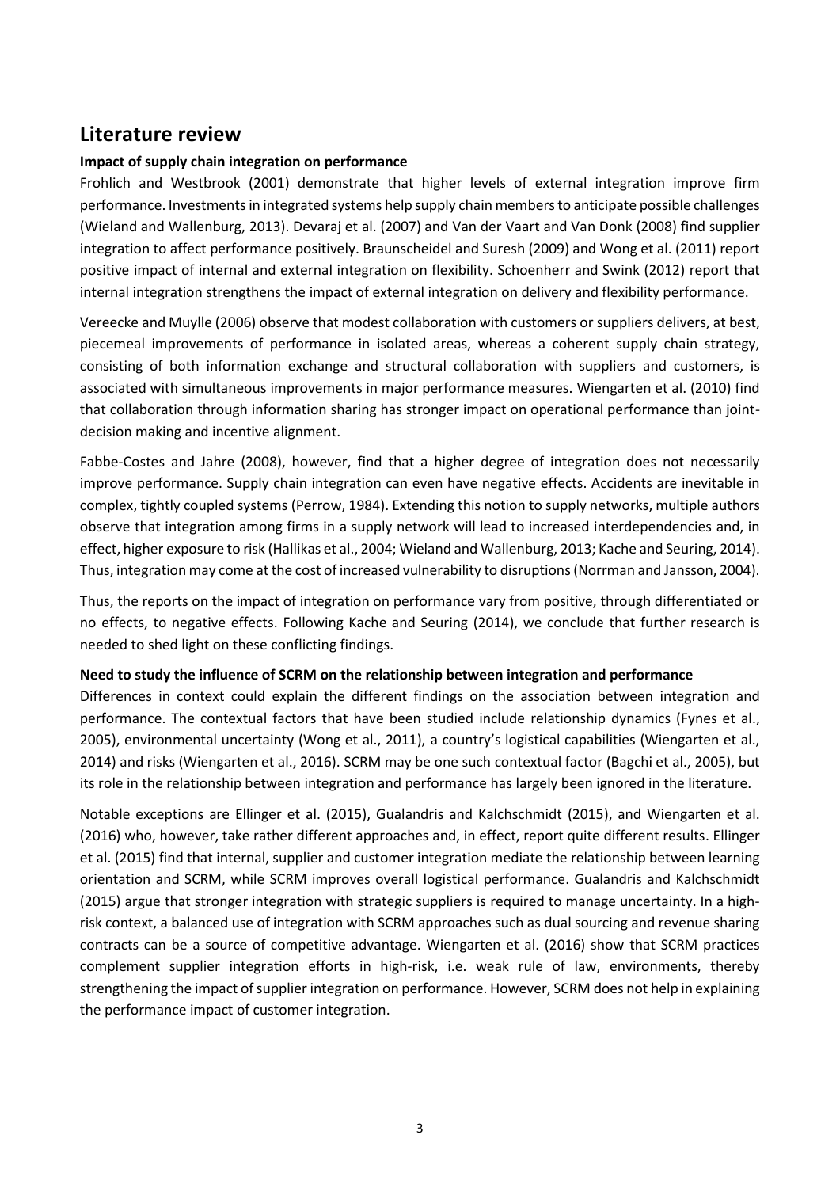## Literature review

### Impact of supply chain integration on performance

Frohlich and Westbrook (2001) demonstrate that higher levels of external integration improve firm performance. Investments in integrated systems help supply chain members to anticipate possible challenges (Wieland and Wallenburg, 2013). Devaraj et al. (2007) and Van der Vaart and Van Donk (2008) find supplier integration to affect performance positively. Braunscheidel and Suresh (2009) and Wong et al. (2011) report positive impact of internal and external integration on flexibility. Schoenherr and Swink (2012) report that internal integration strengthens the impact of external integration on delivery and flexibility performance.

Vereecke and Muylle (2006) observe that modest collaboration with customers or suppliers delivers, at best, piecemeal improvements of performance in isolated areas, whereas a coherent supply chain strategy, consisting of both information exchange and structural collaboration with suppliers and customers, is associated with simultaneous improvements in major performance measures. Wiengarten et al. (2010) find that collaboration through information sharing has stronger impact on operational performance than joint-decision making and incentive alignment.

Fabbe-Costes and Jahre (2008), however, find that a higher degree of integration does not necessarily improve performance. Supply chain integration can even have negative effects. Accidents are inevitable in complex, tightly coupled systems (Perrow, 1984). Extending this notion to supply networks, multiple authors observe that integration among firms in a supply network will lead to increased interdependencies and, in effect, higher exposure to risk (Hallikas et al., 2004; Wieland and Wallenburg, 2013; Kache and Seuring, 2014). Thus, integration may come at the cost of increased vulnerability to disruptions (Norrman and Jansson, 2004).

Thus, the reports on the impact of integration on performance vary from positive, through differentiated or no effects, to negative effects. Following Kache and Seuring (2014), we conclude that further research is needed to shed light on these conflicting findings.

### Need to study the influence of SCRM on the relationship between integration and performance

Differences in context could explain the different findings on the association between integration and performance. The contextual factors that have been studied include relationship dynamics (Fynes et al., 2005), environmental uncertainty (Wong et al., 2011), a country's logistical capabilities (Wiengarten et al., 2014) and risks (Wiengarten et al., 2016). SCRM may be one such contextual factor (Bagchi et al., 2005), but its role in the relationship between integration and performance has largely been ignored in the literature.

Notable exceptions are Ellinger et al. (2015), Gualandris and Kalchschmidt (2015), and Wiengarten et al. (2016) who, however, take rather different approaches and, in effect, report quite different results. Ellinger et al. (2015) find that internal, supplier and customer integration mediate the relationship between learning orientation and SCRM, while SCRM improves overall logistical performance. Gualandris and Kalchschmidt (2015) argue that stronger integration with strategic suppliers is required to manage uncertainty. In a high-risk context, a balanced use of integration with SCRM approaches such as dual sourcing and revenue sharing contracts can be a source of competitive advantage. Wiengarten et al. (2016) show that SCRM practices complement supplier integration efforts in high-risk, i.e. weak rule of law, environments, thereby strengthening the impact of supplier integration on performance. However, SCRM does not help in explaining the performance impact of customer integration.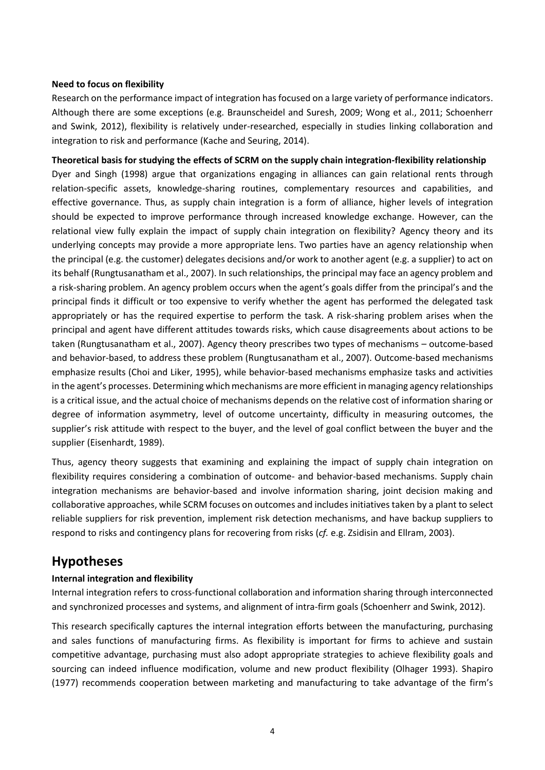**Need to focus on flexibility**

Research on the performance impact of integration has focused on a large variety of performance indicators. Although there are some exceptions (e.g. Braunscheidel and Suresh, 2009; Wong et al., 2011; Schoenherr and Swink, 2012), flexibility is relatively under-researched, especially in studies linking collaboration and integration to risk and performance (Kache and Seuring, 2014).

**Theoretical basis for studying the effects of SCRM on the supply chain integration-flexibility relationship**

Dyer and Singh (1998) argue that organizations engaging in alliances can gain relational rents through relation-specific assets, knowledge-sharing routines, complementary resources and capabilities, and effective governance. Thus, as supply chain integration is a form of alliance, higher levels of integration should be expected to improve performance through increased knowledge exchange. However, can the relational view fully explain the impact of supply chain integration on flexibility? Agency theory and its underlying concepts may provide a more appropriate lens. Two parties have an agency relationship when the principal (e.g. the customer) delegates decisions and/or work to another agent (e.g. a supplier) to act on its behalf (Rungtusanatham et al., 2007). In such relationships, the principal may face an agency problem and a risk-sharing problem. An agency problem occurs when the agent's goals differ from the principal's and the principal finds it difficult or too expensive to verify whether the agent has performed the delegated task appropriately or has the required expertise to perform the task. A risk-sharing problem arises when the principal and agent have different attitudes towards risks, which cause disagreements about actions to be taken (Rungtusanatham et al., 2007). Agency theory prescribes two types of mechanisms – outcome-based and behavior-based, to address these problem (Rungtusanatham et al., 2007). Outcome-based mechanisms emphasize results (Choi and Liker, 1995), while behavior-based mechanisms emphasize tasks and activities in the agent's processes. Determining which mechanisms are more efficient in managing agency relationships is a critical issue, and the actual choice of mechanisms depends on the relative cost of information sharing or degree of information asymmetry, level of outcome uncertainty, difficulty in measuring outcomes, the supplier's risk attitude with respect to the buyer, and the level of goal conflict between the buyer and the supplier (Eisenhardt, 1989).

Thus, agency theory suggests that examining and explaining the impact of supply chain integration on flexibility requires considering a combination of outcome- and behavior-based mechanisms. Supply chain integration mechanisms are behavior-based and involve information sharing, joint decision making and collaborative approaches, while SCRM focuses on outcomes and includes initiatives taken by a plant to select reliable suppliers for risk prevention, implement risk detection mechanisms, and have backup suppliers to respond to risks and contingency plans for recovering from risks (*cf.* e.g. Zsidisin and Ellram, 2003).

# Hypotheses

**Internal integration and flexibility**

Internal integration refers to cross-functional collaboration and information sharing through interconnected and synchronized processes and systems, and alignment of intra-firm goals (Schoenherr and Swink, 2012).

This research specifically captures the internal integration efforts between the manufacturing, purchasing and sales functions of manufacturing firms. As flexibility is important for firms to achieve and sustain competitive advantage, purchasing must also adopt appropriate strategies to achieve flexibility goals and sourcing can indeed influence modification, volume and new product flexibility (Olhager 1993). Shapiro (1977) recommends cooperation between marketing and manufacturing to take advantage of the firm's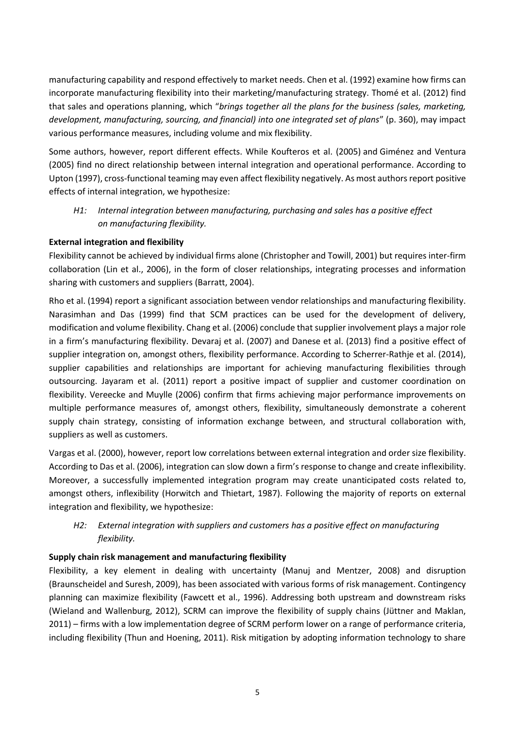manufacturing capability and respond effectively to market needs. Chen et al. (1992) examine how firms can incorporate manufacturing flexibility into their marketing/manufacturing strategy. Thomé et al. (2012) find that sales and operations planning, which "*brings together all the plans for the business (sales, marketing, development, manufacturing, sourcing, and financial) into one integrated set of plans*" (p. 360), may impact various performance measures, including volume and mix flexibility.

Some authors, however, report different effects. While Koufteros et al. (2005) and Giménez and Ventura (2005) find no direct relationship between internal integration and operational performance. According to Upton (1997), cross-functional teaming may even affect flexibility negatively. As most authors report positive effects of internal integration, we hypothesize:

> *H1: Internal integration between manufacturing, purchasing and sales has a positive effect on manufacturing flexibility.*

**External integration and flexibility**

Flexibility cannot be achieved by individual firms alone (Christopher and Towill, 2001) but requires inter-firm collaboration (Lin et al., 2006), in the form of closer relationships, integrating processes and information sharing with customers and suppliers (Barratt, 2004).

Rho et al. (1994) report a significant association between vendor relationships and manufacturing flexibility. Narasimhan and Das (1999) find that SCM practices can be used for the development of delivery, modification and volume flexibility. Chang et al. (2006) conclude that supplier involvement plays a major role in a firm's manufacturing flexibility. Devaraj et al. (2007) and Danese et al. (2013) find a positive effect of supplier integration on, amongst others, flexibility performance. According to Scherrer-Rathje et al. (2014), supplier capabilities and relationships are important for achieving manufacturing flexibilities through outsourcing. Jayaram et al. (2011) report a positive impact of supplier and customer coordination on flexibility. Vereecke and Muylle (2006) confirm that firms achieving major performance improvements on multiple performance measures of, amongst others, flexibility, simultaneously demonstrate a coherent supply chain strategy, consisting of information exchange between, and structural collaboration with, suppliers as well as customers.

Vargas et al. (2000), however, report low correlations between external integration and order size flexibility. According to Das et al. (2006), integration can slow down a firm's response to change and create inflexibility. Moreover, a successfully implemented integration program may create unanticipated costs related to, amongst others, inflexibility (Horwitch and Thietart, 1987). Following the majority of reports on external integration and flexibility, we hypothesize:

> *H2: External integration with suppliers and customers has a positive effect on manufacturing flexibility.*

**Supply chain risk management and manufacturing flexibility**

Flexibility, a key element in dealing with uncertainty (Manuj and Mentzer, 2008) and disruption (Braunscheidel and Suresh, 2009), has been associated with various forms of risk management. Contingency planning can maximize flexibility (Fawcett et al., 1996). Addressing both upstream and downstream risks (Wieland and Wallenburg, 2012), SCRM can improve the flexibility of supply chains (Jüttner and Maklan, 2011) – firms with a low implementation degree of SCRM perform lower on a range of performance criteria, including flexibility (Thun and Hoening, 2011). Risk mitigation by adopting information technology to share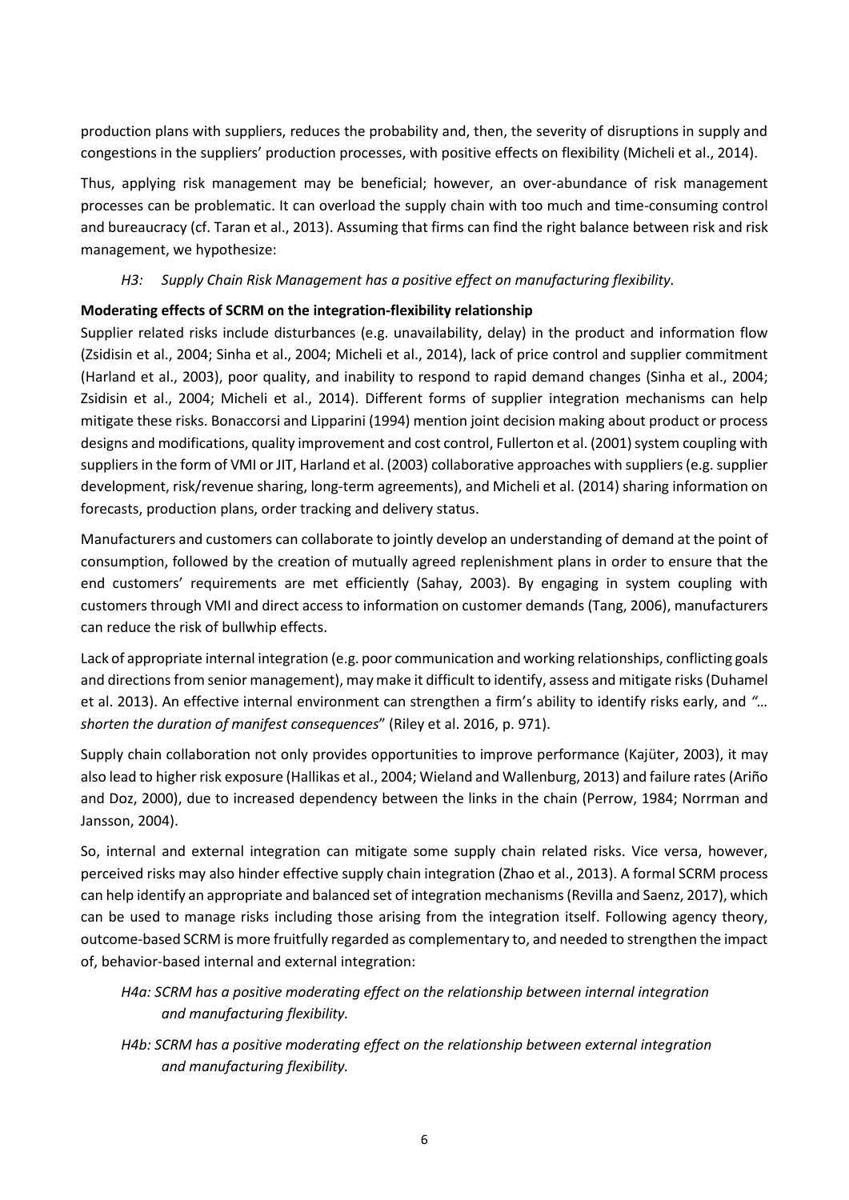production plans with suppliers, reduces the probability and, then, the severity of disruptions in supply and congestions in the suppliers' production processes, with positive effects on flexibility (Micheli et al., 2014).

Thus, applying risk management may be beneficial; however, an over-abundance of risk management processes can be problematic. It can overload the supply chain with too much and time-consuming control and bureaucracy (cf. Taran et al., 2013). Assuming that firms can find the right balance between risk and risk management, we hypothesize:

*H3: Supply Chain Risk Management has a positive effect on manufacturing flexibility.*

**Moderating effects of SCRM on the integration-flexibility relationship**

Supplier related risks include disturbances (e.g. unavailability, delay) in the product and information flow (Zsidisin et al., 2004; Sinha et al., 2004; Micheli et al., 2014), lack of price control and supplier commitment (Harland et al., 2003), poor quality, and inability to respond to rapid demand changes (Sinha et al., 2004; Zsidisin et al., 2004; Micheli et al., 2014). Different forms of supplier integration mechanisms can help mitigate these risks. Bonaccorsi and Lipparini (1994) mention joint decision making about product or process designs and modifications, quality improvement and cost control, Fullerton et al. (2001) system coupling with suppliers in the form of VMI or JIT, Harland et al. (2003) collaborative approaches with suppliers (e.g. supplier development, risk/revenue sharing, long-term agreements), and Micheli et al. (2014) sharing information on forecasts, production plans, order tracking and delivery status.

Manufacturers and customers can collaborate to jointly develop an understanding of demand at the point of consumption, followed by the creation of mutually agreed replenishment plans in order to ensure that the end customers' requirements are met efficiently (Sahay, 2003). By engaging in system coupling with customers through VMI and direct access to information on customer demands (Tang, 2006), manufacturers can reduce the risk of bullwhip effects.

Lack of appropriate internal integration (e.g. poor communication and working relationships, conflicting goals and directions from senior management), may make it difficult to identify, assess and mitigate risks (Duhamel et al. 2013). An effective internal environment can strengthen a firm's ability to identify risks early, and *"… shorten the duration of manifest consequences*" (Riley et al. 2016, p. 971).

Supply chain collaboration not only provides opportunities to improve performance (Kajüter, 2003), it may also lead to higher risk exposure (Hallikas et al., 2004; Wieland and Wallenburg, 2013) and failure rates (Ariño and Doz, 2000), due to increased dependency between the links in the chain (Perrow, 1984; Norrman and Jansson, 2004).

So, internal and external integration can mitigate some supply chain related risks. Vice versa, however, perceived risks may also hinder effective supply chain integration (Zhao et al., 2013). A formal SCRM process can help identify an appropriate and balanced set of integration mechanisms (Revilla and Saenz, 2017), which can be used to manage risks including those arising from the integration itself. Following agency theory, outcome-based SCRM is more fruitfully regarded as complementary to, and needed to strengthen the impact of, behavior-based internal and external integration:

*H4a: SCRM has a positive moderating effect on the relationship between internal integration and manufacturing flexibility.*

*H4b: SCRM has a positive moderating effect on the relationship between external integration and manufacturing flexibility.*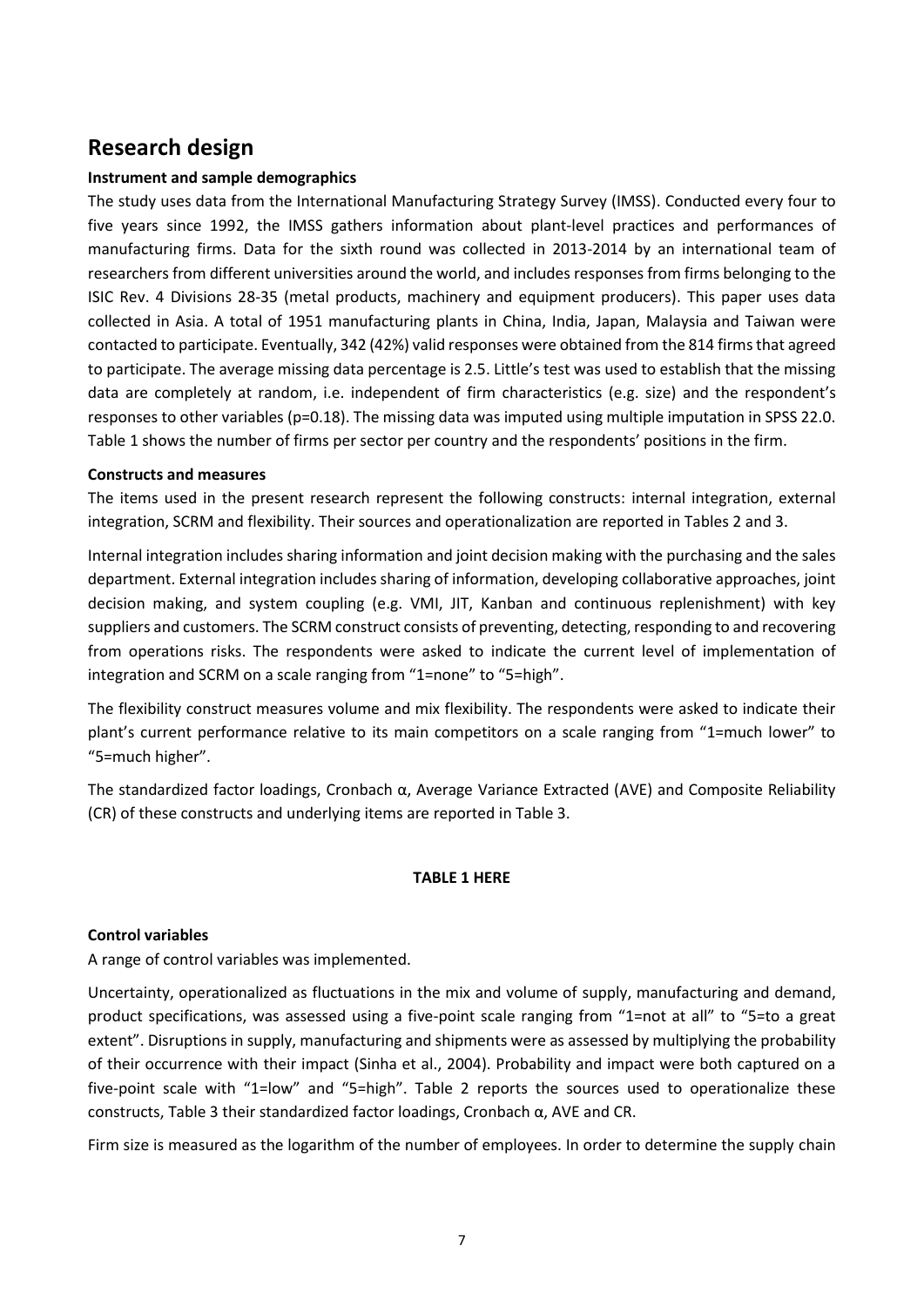## Research design

**Instrument and sample demographics**

The study uses data from the International Manufacturing Strategy Survey (IMSS). Conducted every four to five years since 1992, the IMSS gathers information about plant-level practices and performances of manufacturing firms. Data for the sixth round was collected in 2013-2014 by an international team of researchers from different universities around the world, and includes responses from firms belonging to the ISIC Rev. 4 Divisions 28-35 (metal products, machinery and equipment producers). This paper uses data collected in Asia. A total of 1951 manufacturing plants in China, India, Japan, Malaysia and Taiwan were contacted to participate. Eventually, 342 (42%) valid responses were obtained from the 814 firms that agreed to participate. The average missing data percentage is 2.5. Little's test was used to establish that the missing data are completely at random, i.e. independent of firm characteristics (e.g. size) and the respondent's responses to other variables ($p=0.18$). The missing data was imputed using multiple imputation in SPSS 22.0. Table 1 shows the number of firms per sector per country and the respondents' positions in the firm.

**Constructs and measures**

The items used in the present research represent the following constructs: internal integration, external integration, SCRM and flexibility. Their sources and operationalization are reported in Tables 2 and 3.

Internal integration includes sharing information and joint decision making with the purchasing and the sales department. External integration includes sharing of information, developing collaborative approaches, joint decision making, and system coupling (e.g. VMI, JIT, Kanban and continuous replenishment) with key suppliers and customers. The SCRM construct consists of preventing, detecting, responding to and recovering from operations risks. The respondents were asked to indicate the current level of implementation of integration and SCRM on a scale ranging from "1=none" to "5=high".

The flexibility construct measures volume and mix flexibility. The respondents were asked to indicate their plant's current performance relative to its main competitors on a scale ranging from "1=much lower" to "5=much higher".

The standardized factor loadings, Cronbach α, Average Variance Extracted (AVE) and Composite Reliability (CR) of these constructs and underlying items are reported in Table 3.

**TABLE 1 HERE**

**Control variables**

A range of control variables was implemented.

Uncertainty, operationalized as fluctuations in the mix and volume of supply, manufacturing and demand, product specifications, was assessed using a five-point scale ranging from "1=not at all" to "5=to a great extent". Disruptions in supply, manufacturing and shipments were as assessed by multiplying the probability of their occurrence with their impact (Sinha et al., 2004). Probability and impact were both captured on a five-point scale with "1=low" and "5=high". Table 2 reports the sources used to operationalize these constructs, Table 3 their standardized factor loadings, Cronbach α, AVE and CR.

Firm size is measured as the logarithm of the number of employees. In order to determine the supply chain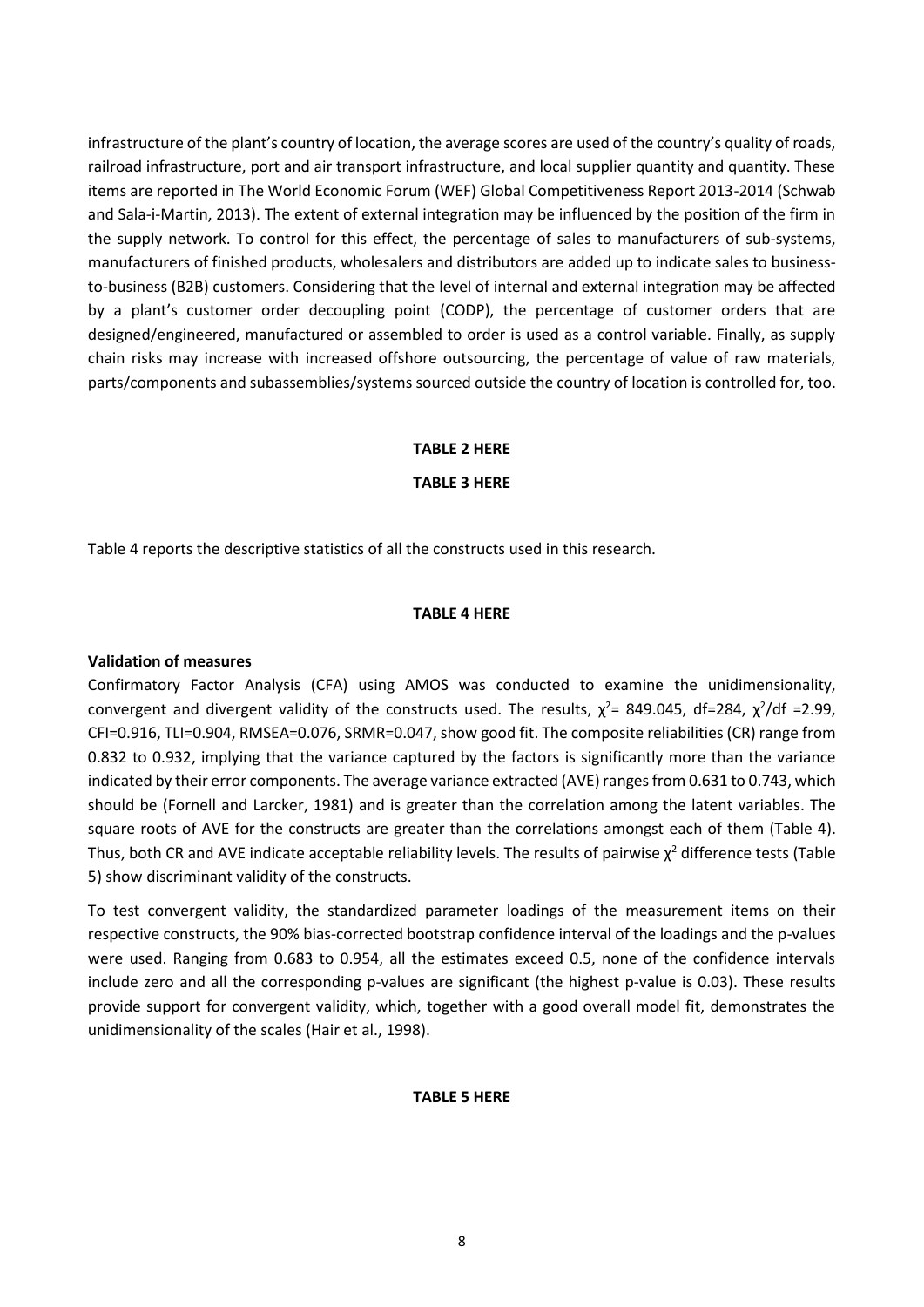infrastructure of the plant's country of location, the average scores are used of the country's quality of roads, railroad infrastructure, port and air transport infrastructure, and local supplier quantity and quantity. These items are reported in The World Economic Forum (WEF) Global Competitiveness Report 2013-2014 (Schwab and Sala-i-Martin, 2013). The extent of external integration may be influenced by the position of the firm in the supply network. To control for this effect, the percentage of sales to manufacturers of sub-systems, manufacturers of finished products, wholesalers and distributors are added up to indicate sales to business-to-business (B2B) customers. Considering that the level of internal and external integration may be affected by a plant's customer order decoupling point (CODP), the percentage of customer orders that are designed/engineered, manufactured or assembled to order is used as a control variable. Finally, as supply chain risks may increase with increased offshore outsourcing, the percentage of value of raw materials, parts/components and subassemblies/systems sourced outside the country of location is controlled for, too.

**TABLE 2 HERE**

**TABLE 3 HERE**

Table 4 reports the descriptive statistics of all the constructs used in this research.

**TABLE 4 HERE**

**Validation of measures**

Confirmatory Factor Analysis (CFA) using AMOS was conducted to examine the unidimensionality, convergent and divergent validity of the constructs used. The results, $\chi^2$= 849.045, df=284, $\chi^2$/df =2.99, CFI=0.916, TLI=0.904, RMSEA=0.076, SRMR=0.047, show good fit. The composite reliabilities (CR) range from 0.832 to 0.932, implying that the variance captured by the factors is significantly more than the variance indicated by their error components. The average variance extracted (AVE) ranges from 0.631 to 0.743, which should be (Fornell and Larcker, 1981) and is greater than the correlation among the latent variables. The square roots of AVE for the constructs are greater than the correlations amongst each of them (Table 4). Thus, both CR and AVE indicate acceptable reliability levels. The results of pairwise $\chi^2$ difference tests (Table 5) show discriminant validity of the constructs.

To test convergent validity, the standardized parameter loadings of the measurement items on their respective constructs, the 90% bias-corrected bootstrap confidence interval of the loadings and the p-values were used. Ranging from 0.683 to 0.954, all the estimates exceed 0.5, none of the confidence intervals include zero and all the corresponding p-values are significant (the highest p-value is 0.03). These results provide support for convergent validity, which, together with a good overall model fit, demonstrates the unidimensionality of the scales (Hair et al., 1998).

**TABLE 5 HERE**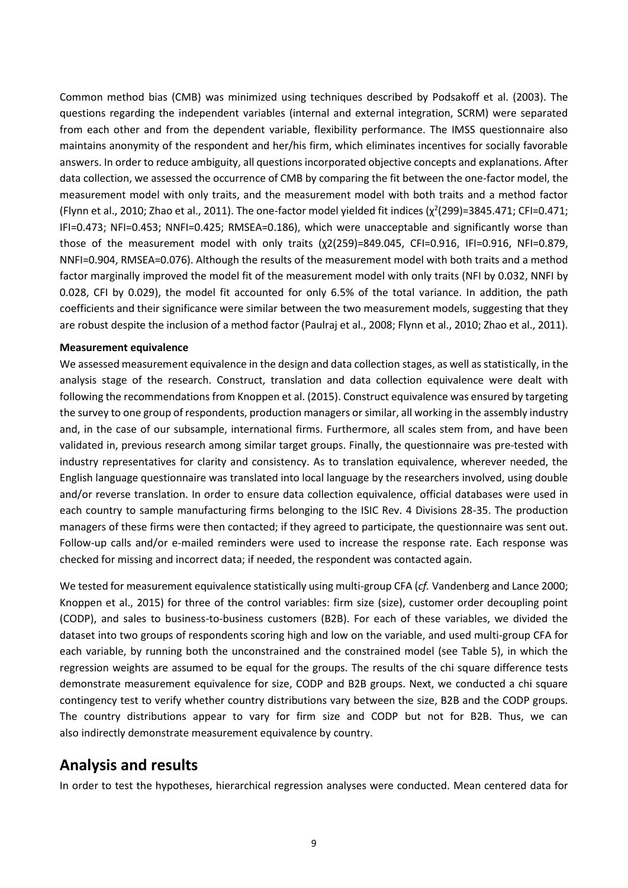Common method bias (CMB) was minimized using techniques described by Podsakoff et al. (2003). The questions regarding the independent variables (internal and external integration, SCRM) were separated from each other and from the dependent variable, flexibility performance. The IMSS questionnaire also maintains anonymity of the respondent and her/his firm, which eliminates incentives for socially favorable answers. In order to reduce ambiguity, all questions incorporated objective concepts and explanations. After data collection, we assessed the occurrence of CMB by comparing the fit between the one-factor model, the measurement model with only traits, and the measurement model with both traits and a method factor (Flynn et al., 2010; Zhao et al., 2011). The one-factor model yielded fit indices ($\chi^2(299)=3845.471$; CFI=0.471; IFI=0.473; NFI=0.453; NNFI=0.425; RMSEA=0.186), which were unacceptable and significantly worse than those of the measurement model with only traits ($\chi2(259)=849.045$, CFI=0.916, IFI=0.916, NFI=0.879, NNFI=0.904, RMSEA=0.076). Although the results of the measurement model with both traits and a method factor marginally improved the model fit of the measurement model with only traits (NFI by 0.032, NNFI by 0.028, CFI by 0.029), the model fit accounted for only 6.5% of the total variance. In addition, the path coefficients and their significance were similar between the two measurement models, suggesting that they are robust despite the inclusion of a method factor (Paulraj et al., 2008; Flynn et al., 2010; Zhao et al., 2011).

**Measurement equivalence**

We assessed measurement equivalence in the design and data collection stages, as well as statistically, in the analysis stage of the research. Construct, translation and data collection equivalence were dealt with following the recommendations from Knoppen et al. (2015). Construct equivalence was ensured by targeting the survey to one group of respondents, production managers or similar, all working in the assembly industry and, in the case of our subsample, international firms. Furthermore, all scales stem from, and have been validated in, previous research among similar target groups. Finally, the questionnaire was pre-tested with industry representatives for clarity and consistency. As to translation equivalence, wherever needed, the English language questionnaire was translated into local language by the researchers involved, using double and/or reverse translation. In order to ensure data collection equivalence, official databases were used in each country to sample manufacturing firms belonging to the ISIC Rev. 4 Divisions 28-35. The production managers of these firms were then contacted; if they agreed to participate, the questionnaire was sent out. Follow-up calls and/or e-mailed reminders were used to increase the response rate. Each response was checked for missing and incorrect data; if needed, the respondent was contacted again.

We tested for measurement equivalence statistically using multi-group CFA (*cf.* Vandenberg and Lance 2000; Knoppen et al., 2015) for three of the control variables: firm size (size), customer order decoupling point (CODP), and sales to business-to-business customers (B2B). For each of these variables, we divided the dataset into two groups of respondents scoring high and low on the variable, and used multi-group CFA for each variable, by running both the unconstrained and the constrained model (see Table 5), in which the regression weights are assumed to be equal for the groups. The results of the chi square difference tests demonstrate measurement equivalence for size, CODP and B2B groups. Next, we conducted a chi square contingency test to verify whether country distributions vary between the size, B2B and the CODP groups. The country distributions appear to vary for firm size and CODP but not for B2B. Thus, we can also indirectly demonstrate measurement equivalence by country.

## Analysis and results

In order to test the hypotheses, hierarchical regression analyses were conducted. Mean centered data for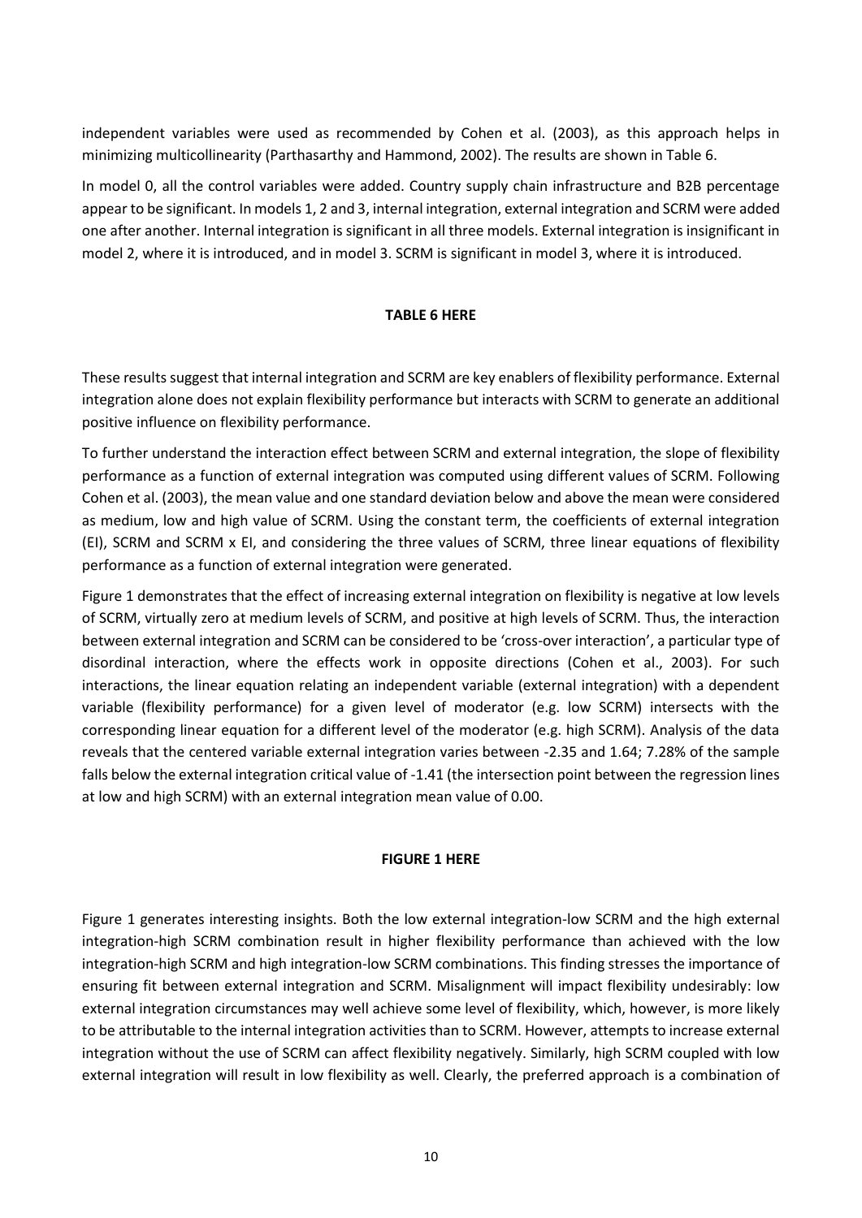independent variables were used as recommended by Cohen et al. (2003), as this approach helps in minimizing multicollinearity (Parthasarthy and Hammond, 2002). The results are shown in Table 6.

In model 0, all the control variables were added. Country supply chain infrastructure and B2B percentage appear to be significant. In models 1, 2 and 3, internal integration, external integration and SCRM were added one after another. Internal integration is significant in all three models. External integration is insignificant in model 2, where it is introduced, and in model 3. SCRM is significant in model 3, where it is introduced.

**TABLE 6 HERE**

These results suggest that internal integration and SCRM are key enablers of flexibility performance. External integration alone does not explain flexibility performance but interacts with SCRM to generate an additional positive influence on flexibility performance.

To further understand the interaction effect between SCRM and external integration, the slope of flexibility performance as a function of external integration was computed using different values of SCRM. Following Cohen et al. (2003), the mean value and one standard deviation below and above the mean were considered as medium, low and high value of SCRM. Using the constant term, the coefficients of external integration (EI), SCRM and SCRM x EI, and considering the three values of SCRM, three linear equations of flexibility performance as a function of external integration were generated.

Figure 1 demonstrates that the effect of increasing external integration on flexibility is negative at low levels of SCRM, virtually zero at medium levels of SCRM, and positive at high levels of SCRM. Thus, the interaction between external integration and SCRM can be considered to be 'cross-over interaction', a particular type of disordinal interaction, where the effects work in opposite directions (Cohen et al., 2003). For such interactions, the linear equation relating an independent variable (external integration) with a dependent variable (flexibility performance) for a given level of moderator (e.g. low SCRM) intersects with the corresponding linear equation for a different level of the moderator (e.g. high SCRM). Analysis of the data reveals that the centered variable external integration varies between -2.35 and 1.64; 7.28% of the sample falls below the external integration critical value of -1.41 (the intersection point between the regression lines at low and high SCRM) with an external integration mean value of 0.00.

**FIGURE 1 HERE**

Figure 1 generates interesting insights. Both the low external integration-low SCRM and the high external integration-high SCRM combination result in higher flexibility performance than achieved with the low integration-high SCRM and high integration-low SCRM combinations. This finding stresses the importance of ensuring fit between external integration and SCRM. Misalignment will impact flexibility undesirably: low external integration circumstances may well achieve some level of flexibility, which, however, is more likely to be attributable to the internal integration activities than to SCRM. However, attempts to increase external integration without the use of SCRM can affect flexibility negatively. Similarly, high SCRM coupled with low external integration will result in low flexibility as well. Clearly, the preferred approach is a combination of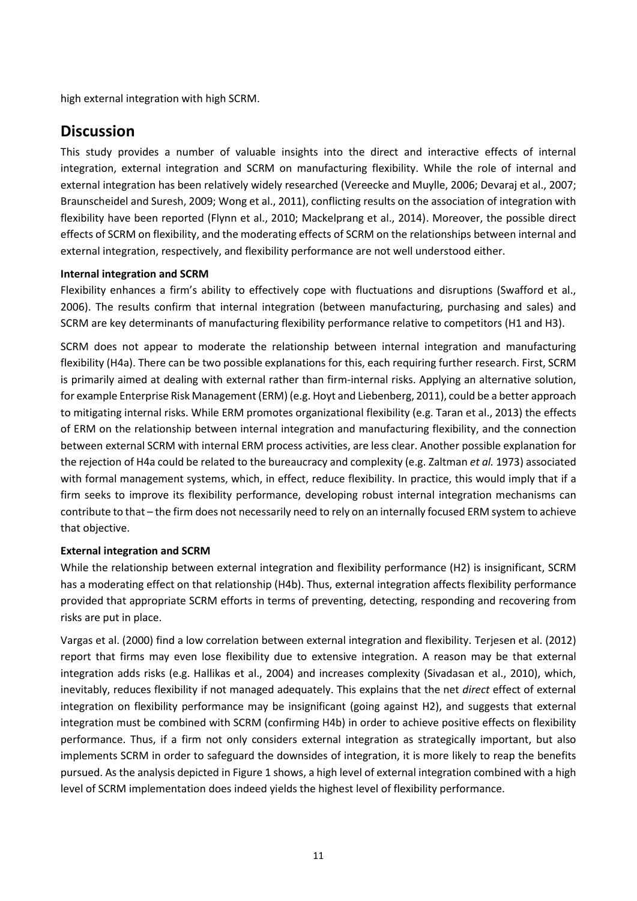high external integration with high SCRM.

## Discussion

This study provides a number of valuable insights into the direct and interactive effects of internal integration, external integration and SCRM on manufacturing flexibility. While the role of internal and external integration has been relatively widely researched (Vereecke and Muylle, 2006; Devaraj et al., 2007; Braunscheidel and Suresh, 2009; Wong et al., 2011), conflicting results on the association of integration with flexibility have been reported (Flynn et al., 2010; Mackelprang et al., 2014). Moreover, the possible direct effects of SCRM on flexibility, and the moderating effects of SCRM on the relationships between internal and external integration, respectively, and flexibility performance are not well understood either.

**Internal integration and SCRM**

Flexibility enhances a firm's ability to effectively cope with fluctuations and disruptions (Swafford et al., 2006). The results confirm that internal integration (between manufacturing, purchasing and sales) and SCRM are key determinants of manufacturing flexibility performance relative to competitors (H1 and H3).

SCRM does not appear to moderate the relationship between internal integration and manufacturing flexibility (H4a). There can be two possible explanations for this, each requiring further research. First, SCRM is primarily aimed at dealing with external rather than firm-internal risks. Applying an alternative solution, for example Enterprise Risk Management (ERM) (e.g. Hoyt and Liebenberg, 2011), could be a better approach to mitigating internal risks. While ERM promotes organizational flexibility (e.g. Taran et al., 2013) the effects of ERM on the relationship between internal integration and manufacturing flexibility, and the connection between external SCRM with internal ERM process activities, are less clear. Another possible explanation for the rejection of H4a could be related to the bureaucracy and complexity (e.g. Zaltman *et al.* 1973) associated with formal management systems, which, in effect, reduce flexibility. In practice, this would imply that if a firm seeks to improve its flexibility performance, developing robust internal integration mechanisms can contribute to that – the firm does not necessarily need to rely on an internally focused ERM system to achieve that objective.

**External integration and SCRM**

While the relationship between external integration and flexibility performance (H2) is insignificant, SCRM has a moderating effect on that relationship (H4b). Thus, external integration affects flexibility performance provided that appropriate SCRM efforts in terms of preventing, detecting, responding and recovering from risks are put in place.

Vargas et al. (2000) find a low correlation between external integration and flexibility. Terjesen et al. (2012) report that firms may even lose flexibility due to extensive integration. A reason may be that external integration adds risks (e.g. Hallikas et al., 2004) and increases complexity (Sivadasan et al., 2010), which, inevitably, reduces flexibility if not managed adequately. This explains that the net *direct* effect of external integration on flexibility performance may be insignificant (going against H2), and suggests that external integration must be combined with SCRM (confirming H4b) in order to achieve positive effects on flexibility performance. Thus, if a firm not only considers external integration as strategically important, but also implements SCRM in order to safeguard the downsides of integration, it is more likely to reap the benefits pursued. As the analysis depicted in Figure 1 shows, a high level of external integration combined with a high level of SCRM implementation does indeed yields the highest level of flexibility performance.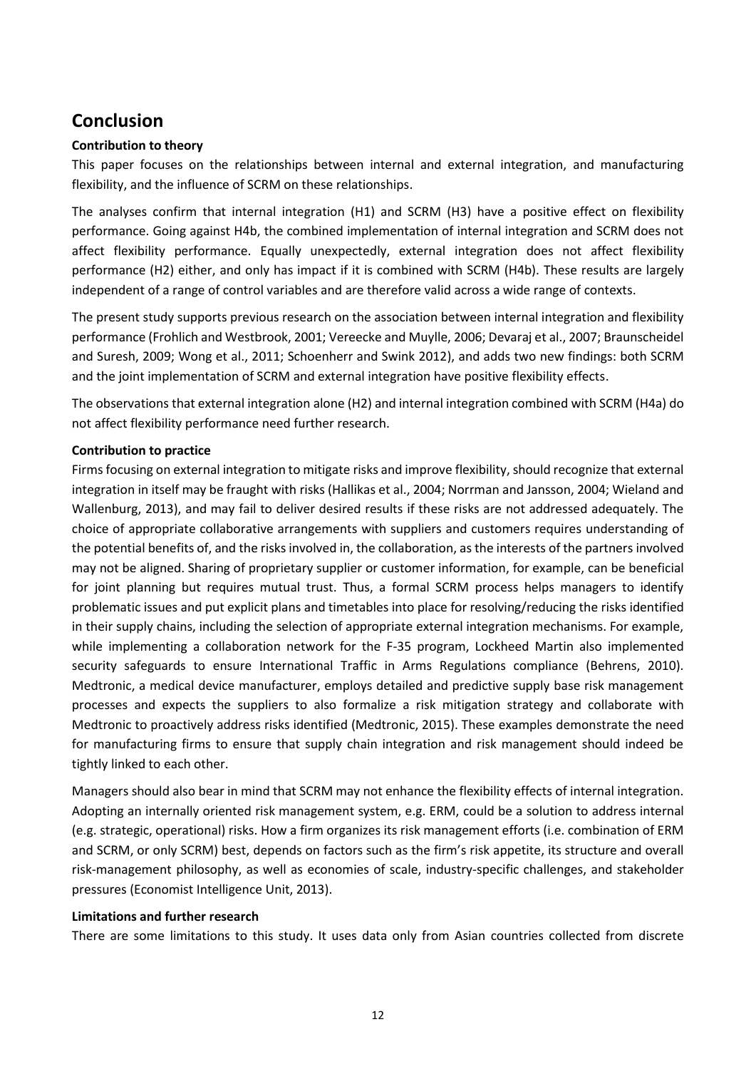## Conclusion

**Contribution to theory**

This paper focuses on the relationships between internal and external integration, and manufacturing flexibility, and the influence of SCRM on these relationships.

The analyses confirm that internal integration (H1) and SCRM (H3) have a positive effect on flexibility performance. Going against H4b, the combined implementation of internal integration and SCRM does not affect flexibility performance. Equally unexpectedly, external integration does not affect flexibility performance (H2) either, and only has impact if it is combined with SCRM (H4b). These results are largely independent of a range of control variables and are therefore valid across a wide range of contexts.

The present study supports previous research on the association between internal integration and flexibility performance (Frohlich and Westbrook, 2001; Vereecke and Muylle, 2006; Devaraj et al., 2007; Braunscheidel and Suresh, 2009; Wong et al., 2011; Schoenherr and Swink 2012), and adds two new findings: both SCRM and the joint implementation of SCRM and external integration have positive flexibility effects.

The observations that external integration alone (H2) and internal integration combined with SCRM (H4a) do not affect flexibility performance need further research.

**Contribution to practice**

Firms focusing on external integration to mitigate risks and improve flexibility, should recognize that external integration in itself may be fraught with risks (Hallikas et al., 2004; Norrman and Jansson, 2004; Wieland and Wallenburg, 2013), and may fail to deliver desired results if these risks are not addressed adequately. The choice of appropriate collaborative arrangements with suppliers and customers requires understanding of the potential benefits of, and the risks involved in, the collaboration, as the interests of the partners involved may not be aligned. Sharing of proprietary supplier or customer information, for example, can be beneficial for joint planning but requires mutual trust. Thus, a formal SCRM process helps managers to identify problematic issues and put explicit plans and timetables into place for resolving/reducing the risks identified in their supply chains, including the selection of appropriate external integration mechanisms. For example, while implementing a collaboration network for the F-35 program, Lockheed Martin also implemented security safeguards to ensure International Traffic in Arms Regulations compliance (Behrens, 2010). Medtronic, a medical device manufacturer, employs detailed and predictive supply base risk management processes and expects the suppliers to also formalize a risk mitigation strategy and collaborate with Medtronic to proactively address risks identified (Medtronic, 2015). These examples demonstrate the need for manufacturing firms to ensure that supply chain integration and risk management should indeed be tightly linked to each other.

Managers should also bear in mind that SCRM may not enhance the flexibility effects of internal integration. Adopting an internally oriented risk management system, e.g. ERM, could be a solution to address internal (e.g. strategic, operational) risks. How a firm organizes its risk management efforts (i.e. combination of ERM and SCRM, or only SCRM) best, depends on factors such as the firm's risk appetite, its structure and overall risk-management philosophy, as well as economies of scale, industry-specific challenges, and stakeholder pressures (Economist Intelligence Unit, 2013).

**Limitations and further research**

There are some limitations to this study. It uses data only from Asian countries collected from discrete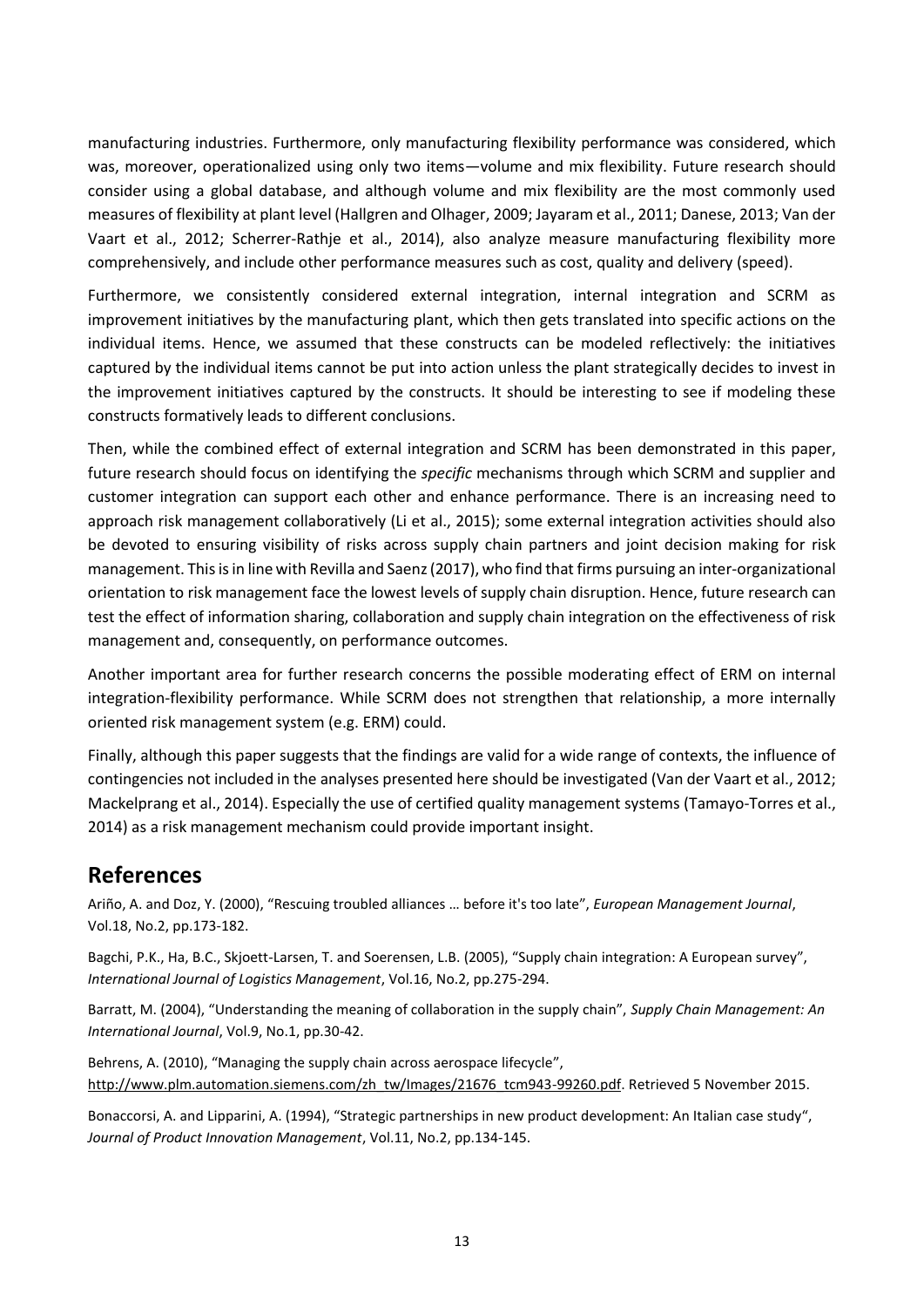manufacturing industries. Furthermore, only manufacturing flexibility performance was considered, which was, moreover, operationalized using only two items—volume and mix flexibility. Future research should consider using a global database, and although volume and mix flexibility are the most commonly used measures of flexibility at plant level (Hallgren and Olhager, 2009; Jayaram et al., 2011; Danese, 2013; Van der Vaart et al., 2012; Scherrer-Rathje et al., 2014), also analyze measure manufacturing flexibility more comprehensively, and include other performance measures such as cost, quality and delivery (speed).

Furthermore, we consistently considered external integration, internal integration and SCRM as improvement initiatives by the manufacturing plant, which then gets translated into specific actions on the individual items. Hence, we assumed that these constructs can be modeled reflectively: the initiatives captured by the individual items cannot be put into action unless the plant strategically decides to invest in the improvement initiatives captured by the constructs. It should be interesting to see if modeling these constructs formatively leads to different conclusions.

Then, while the combined effect of external integration and SCRM has been demonstrated in this paper, future research should focus on identifying the *specific* mechanisms through which SCRM and supplier and customer integration can support each other and enhance performance. There is an increasing need to approach risk management collaboratively (Li et al., 2015); some external integration activities should also be devoted to ensuring visibility of risks across supply chain partners and joint decision making for risk management. This is in line with Revilla and Saenz (2017), who find that firms pursuing an inter-organizational orientation to risk management face the lowest levels of supply chain disruption. Hence, future research can test the effect of information sharing, collaboration and supply chain integration on the effectiveness of risk management and, consequently, on performance outcomes.

Another important area for further research concerns the possible moderating effect of ERM on internal integration-flexibility performance. While SCRM does not strengthen that relationship, a more internally oriented risk management system (e.g. ERM) could.

Finally, although this paper suggests that the findings are valid for a wide range of contexts, the influence of contingencies not included in the analyses presented here should be investigated (Van der Vaart et al., 2012; Mackelprang et al., 2014). Especially the use of certified quality management systems (Tamayo-Torres et al., 2014) as a risk management mechanism could provide important insight.

# References

Ariño, A. and Doz, Y. (2000), "Rescuing troubled alliances … before it's too late", *European Management Journal*, Vol.18, No.2, pp.173-182.

Bagchi, P.K., Ha, B.C., Skjoett-Larsen, T. and Soerensen, L.B. (2005), "Supply chain integration: A European survey", *International Journal of Logistics Management*, Vol.16, No.2, pp.275-294.

Barratt, M. (2004), "Understanding the meaning of collaboration in the supply chain", *Supply Chain Management: An International Journal*, Vol.9, No.1, pp.30-42.

Behrens, A. (2010), "Managing the supply chain across aerospace lifecycle", http://www.plm.automation.siemens.com/zh_tw/Images/21676_tcm943-99260.pdf. Retrieved 5 November 2015.

Bonaccorsi, A. and Lipparini, A. (1994), "Strategic partnerships in new product development: An Italian case study", *Journal of Product Innovation Management*, Vol.11, No.2, pp.134-145.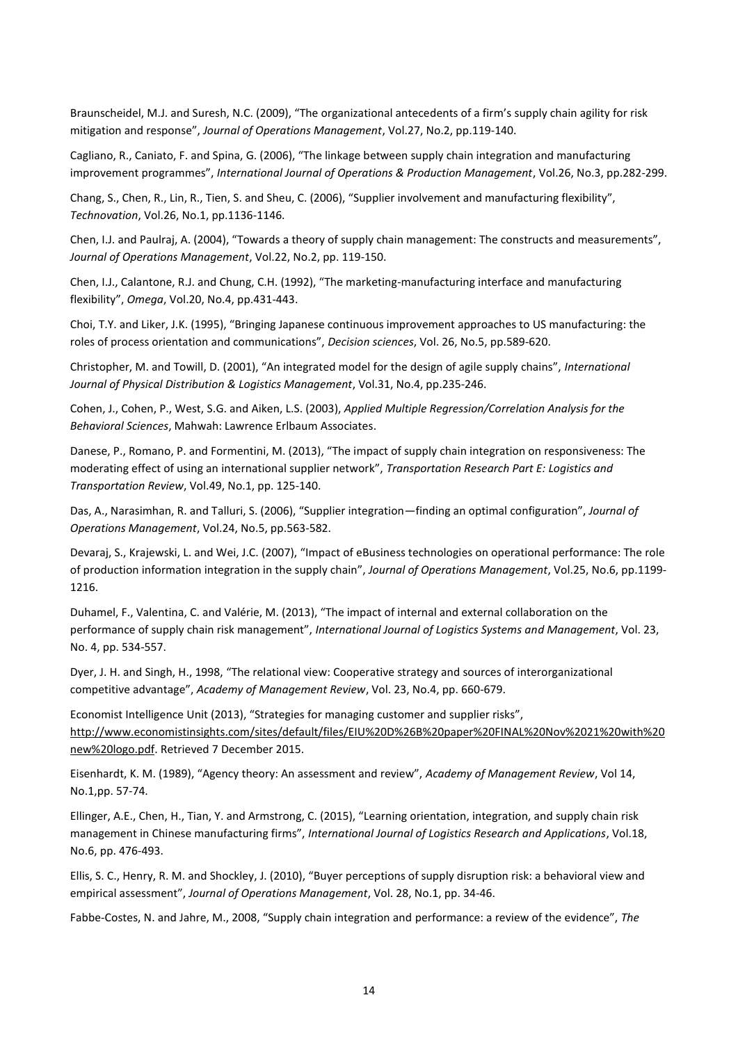Braunscheidel, M.J. and Suresh, N.C. (2009), “The organizational antecedents of a firm’s supply chain agility for risk mitigation and response”, *Journal of Operations Management*, Vol.27, No.2, pp.119-140.

Cagliano, R., Caniato, F. and Spina, G. (2006), “The linkage between supply chain integration and manufacturing improvement programmes”, *International Journal of Operations & Production Management*, Vol.26, No.3, pp.282-299.

Chang, S., Chen, R., Lin, R., Tien, S. and Sheu, C. (2006), “Supplier involvement and manufacturing flexibility”, *Technovation*, Vol.26, No.1, pp.1136-1146.

Chen, I.J. and Paulraj, A. (2004), “Towards a theory of supply chain management: The constructs and measurements”, *Journal of Operations Management*, Vol.22, No.2, pp. 119-150.

Chen, I.J., Calantone, R.J. and Chung, C.H. (1992), “The marketing-manufacturing interface and manufacturing flexibility”, *Omega*, Vol.20, No.4, pp.431-443.

Choi, T.Y. and Liker, J.K. (1995), “Bringing Japanese continuous improvement approaches to US manufacturing: the roles of process orientation and communications”, *Decision sciences*, Vol. 26, No.5, pp.589-620.

Christopher, M. and Towill, D. (2001), “An integrated model for the design of agile supply chains”, *International Journal of Physical Distribution & Logistics Management*, Vol.31, No.4, pp.235-246.

Cohen, J., Cohen, P., West, S.G. and Aiken, L.S. (2003), *Applied Multiple Regression/Correlation Analysis for the Behavioral Sciences*, Mahwah: Lawrence Erlbaum Associates.

Danese, P., Romano, P. and Formentini, M. (2013), “The impact of supply chain integration on responsiveness: The moderating effect of using an international supplier network”, *Transportation Research Part E: Logistics and Transportation Review*, Vol.49, No.1, pp. 125-140.

Das, A., Narasimhan, R. and Talluri, S. (2006), “Supplier integration—finding an optimal configuration”, *Journal of Operations Management*, Vol.24, No.5, pp.563-582.

Devaraj, S., Krajewski, L. and Wei, J.C. (2007), “Impact of eBusiness technologies on operational performance: The role of production information integration in the supply chain”, *Journal of Operations Management*, Vol.25, No.6, pp.1199-1216.

Duhamel, F., Valentina, C. and Valérie, M. (2013), “The impact of internal and external collaboration on the performance of supply chain risk management”, *International Journal of Logistics Systems and Management*, Vol. 23, No. 4, pp. 534-557.

Dyer, J. H. and Singh, H., 1998, “The relational view: Cooperative strategy and sources of interorganizational competitive advantage”, *Academy of Management Review*, Vol. 23, No.4, pp. 660-679.

Economist Intelligence Unit (2013), “Strategies for managing customer and supplier risks”, http://www.economistinsights.com/sites/default/files/EIU%20D%26B%20paper%20FINAL%20Nov%2021%20with%20new%20logo.pdf. Retrieved 7 December 2015.

Eisenhardt, K. M. (1989), “Agency theory: An assessment and review”, *Academy of Management Review*, Vol 14, No.1,pp. 57-74.

Ellinger, A.E., Chen, H., Tian, Y. and Armstrong, C. (2015), “Learning orientation, integration, and supply chain risk management in Chinese manufacturing firms”, *International Journal of Logistics Research and Applications*, Vol.18, No.6, pp. 476-493.

Ellis, S. C., Henry, R. M. and Shockley, J. (2010), “Buyer perceptions of supply disruption risk: a behavioral view and empirical assessment”, *Journal of Operations Management*, Vol. 28, No.1, pp. 34-46.

Fabbe-Costes, N. and Jahre, M., 2008, “Supply chain integration and performance: a review of the evidence”, *The*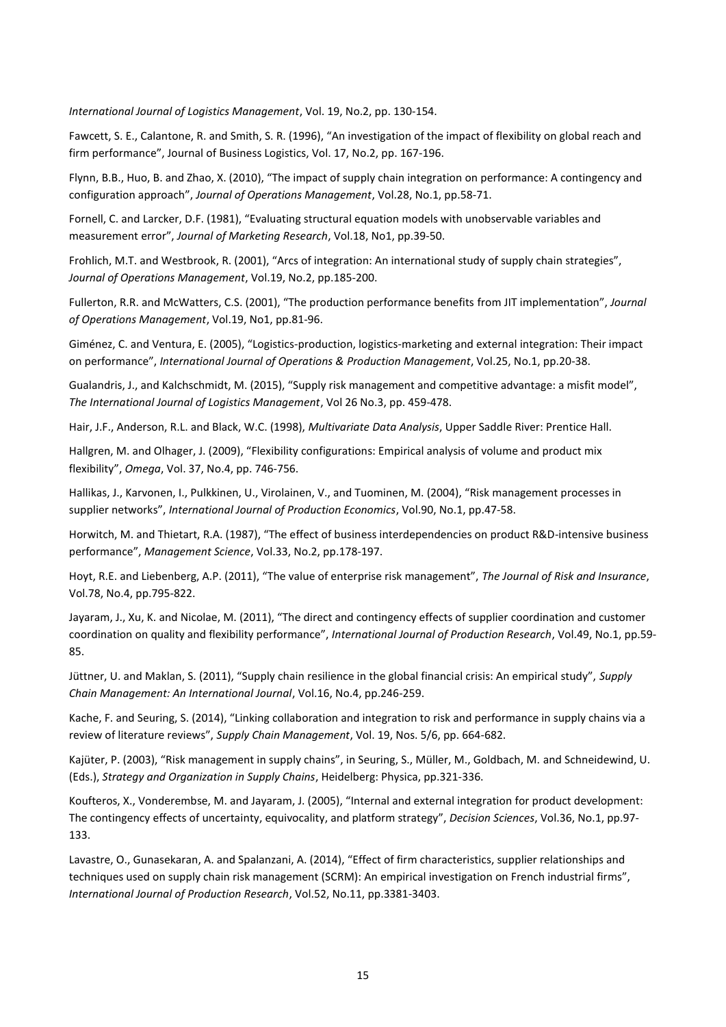*International Journal of Logistics Management*, Vol. 19, No.2, pp. 130-154.

Fawcett, S. E., Calantone, R. and Smith, S. R. (1996), "An investigation of the impact of flexibility on global reach and firm performance", Journal of Business Logistics, Vol. 17, No.2, pp. 167-196.

Flynn, B.B., Huo, B. and Zhao, X. (2010), "The impact of supply chain integration on performance: A contingency and configuration approach", *Journal of Operations Management*, Vol.28, No.1, pp.58-71.

Fornell, C. and Larcker, D.F. (1981), "Evaluating structural equation models with unobservable variables and measurement error", *Journal of Marketing Research*, Vol.18, No1, pp.39-50.

Frohlich, M.T. and Westbrook, R. (2001), "Arcs of integration: An international study of supply chain strategies", *Journal of Operations Management*, Vol.19, No.2, pp.185-200.

Fullerton, R.R. and McWatters, C.S. (2001), "The production performance benefits from JIT implementation", *Journal of Operations Management*, Vol.19, No1, pp.81-96.

Giménez, C. and Ventura, E. (2005), "Logistics-production, logistics-marketing and external integration: Their impact on performance", *International Journal of Operations & Production Management*, Vol.25, No.1, pp.20-38.

Gualandris, J., and Kalchschmidt, M. (2015), "Supply risk management and competitive advantage: a misfit model", *The International Journal of Logistics Management*, Vol 26 No.3, pp. 459-478.

Hair, J.F., Anderson, R.L. and Black, W.C. (1998), *Multivariate Data Analysis*, Upper Saddle River: Prentice Hall.

Hallgren, M. and Olhager, J. (2009), "Flexibility configurations: Empirical analysis of volume and product mix flexibility", *Omega*, Vol. 37, No.4, pp. 746-756.

Hallikas, J., Karvonen, I., Pulkkinen, U., Virolainen, V., and Tuominen, M. (2004), "Risk management processes in supplier networks", *International Journal of Production Economics*, Vol.90, No.1, pp.47-58.

Horwitch, M. and Thietart, R.A. (1987), "The effect of business interdependencies on product R&D-intensive business performance", *Management Science*, Vol.33, No.2, pp.178-197.

Hoyt, R.E. and Liebenberg, A.P. (2011), "The value of enterprise risk management", *The Journal of Risk and Insurance*, Vol.78, No.4, pp.795-822.

Jayaram, J., Xu, K. and Nicolae, M. (2011), "The direct and contingency effects of supplier coordination and customer coordination on quality and flexibility performance", *International Journal of Production Research*, Vol.49, No.1, pp.59-85.

Jüttner, U. and Maklan, S. (2011), "Supply chain resilience in the global financial crisis: An empirical study", *Supply Chain Management: An International Journal*, Vol.16, No.4, pp.246-259.

Kache, F. and Seuring, S. (2014), "Linking collaboration and integration to risk and performance in supply chains via a review of literature reviews", *Supply Chain Management*, Vol. 19, Nos. 5/6, pp. 664-682.

Kajüter, P. (2003), "Risk management in supply chains", in Seuring, S., Müller, M., Goldbach, M. and Schneidewind, U. (Eds.), *Strategy and Organization in Supply Chains*, Heidelberg: Physica, pp.321-336.

Koufteros, X., Vonderembse, M. and Jayaram, J. (2005), "Internal and external integration for product development: The contingency effects of uncertainty, equivocality, and platform strategy", *Decision Sciences*, Vol.36, No.1, pp.97-133.

Lavastre, O., Gunasekaran, A. and Spalanzani, A. (2014), "Effect of firm characteristics, supplier relationships and techniques used on supply chain risk management (SCRM): An empirical investigation on French industrial firms", *International Journal of Production Research*, Vol.52, No.11, pp.3381-3403.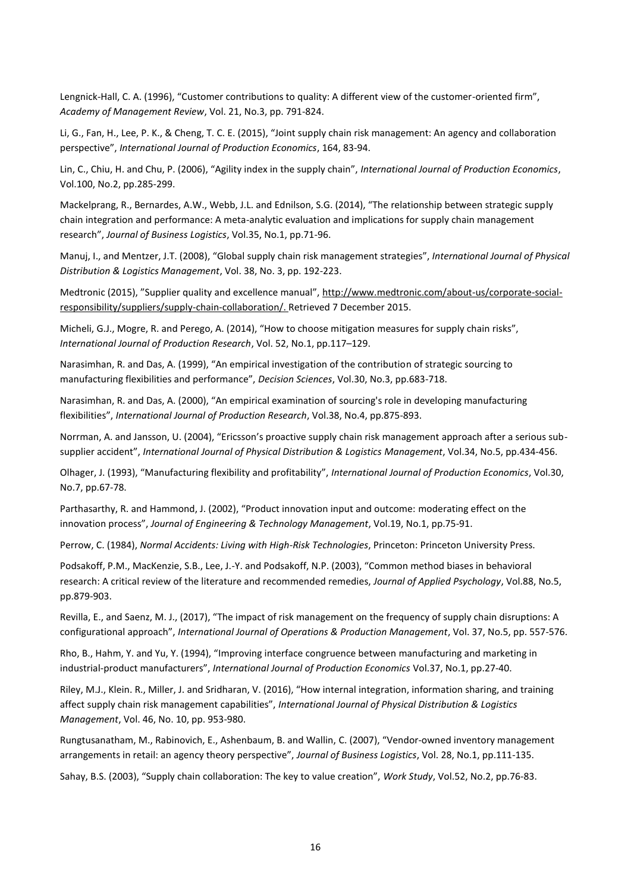Lengnick-Hall, C. A. (1996), “Customer contributions to quality: A different view of the customer-oriented firm”, *Academy of Management Review*, Vol. 21, No.3, pp. 791-824.

Li, G., Fan, H., Lee, P. K., & Cheng, T. C. E. (2015), “Joint supply chain risk management: An agency and collaboration perspective”, *International Journal of Production Economics*, 164, 83-94.

Lin, C., Chiu, H. and Chu, P. (2006), “Agility index in the supply chain”, *International Journal of Production Economics*, Vol.100, No.2, pp.285-299.

Mackelprang, R., Bernardes, A.W., Webb, J.L. and Ednilson, S.G. (2014), “The relationship between strategic supply chain integration and performance: A meta-analytic evaluation and implications for supply chain management research”, *Journal of Business Logistics*, Vol.35, No.1, pp.71-96.

Manuj, I., and Mentzer, J.T. (2008), “Global supply chain risk management strategies”, *International Journal of Physical Distribution & Logistics Management*, Vol. 38, No. 3, pp. 192-223.

Medtronic (2015), ”Supplier quality and excellence manual”, http://www.medtronic.com/about-us/corporate-social-responsibility/suppliers/supply-chain-collaboration/. Retrieved 7 December 2015.

Micheli, G.J., Mogre, R. and Perego, A. (2014), “How to choose mitigation measures for supply chain risks”, *International Journal of Production Research*, Vol. 52, No.1, pp.117–129.

Narasimhan, R. and Das, A. (1999), “An empirical investigation of the contribution of strategic sourcing to manufacturing flexibilities and performance”, *Decision Sciences*, Vol.30, No.3, pp.683-718.

Narasimhan, R. and Das, A. (2000), “An empirical examination of sourcing's role in developing manufacturing flexibilities”, *International Journal of Production Research*, Vol.38, No.4, pp.875-893.

Norrman, A. and Jansson, U. (2004), “Ericsson’s proactive supply chain risk management approach after a serious sub-supplier accident”, *International Journal of Physical Distribution & Logistics Management*, Vol.34, No.5, pp.434-456.

Olhager, J. (1993), “Manufacturing flexibility and profitability”, *International Journal of Production Economics*, Vol.30, No.7, pp.67-78.

Parthasarthy, R. and Hammond, J. (2002), “Product innovation input and outcome: moderating effect on the innovation process”, *Journal of Engineering & Technology Management*, Vol.19, No.1, pp.75-91.

Perrow, C. (1984), *Normal Accidents: Living with High-Risk Technologies*, Princeton: Princeton University Press.

Podsakoff, P.M., MacKenzie, S.B., Lee, J.-Y. and Podsakoff, N.P. (2003), “Common method biases in behavioral research: A critical review of the literature and recommended remedies, *Journal of Applied Psychology*, Vol.88, No.5, pp.879-903.

Revilla, E., and Saenz, M. J., (2017), “The impact of risk management on the frequency of supply chain disruptions: A configurational approach”, *International Journal of Operations & Production Management*, Vol. 37, No.5, pp. 557-576.

Rho, B., Hahm, Y. and Yu, Y. (1994), “Improving interface congruence between manufacturing and marketing in industrial-product manufacturers”, *International Journal of Production Economics* Vol.37, No.1, pp.27-40.

Riley, M.J., Klein. R., Miller, J. and Sridharan, V. (2016), “How internal integration, information sharing, and training affect supply chain risk management capabilities”, *International Journal of Physical Distribution & Logistics Management*, Vol. 46, No. 10, pp. 953-980.

Rungtusanatham, M., Rabinovich, E., Ashenbaum, B. and Wallin, C. (2007), “Vendor-owned inventory management arrangements in retail: an agency theory perspective”, *Journal of Business Logistics*, Vol. 28, No.1, pp.111-135.

Sahay, B.S. (2003), “Supply chain collaboration: The key to value creation”, *Work Study*, Vol.52, No.2, pp.76-83.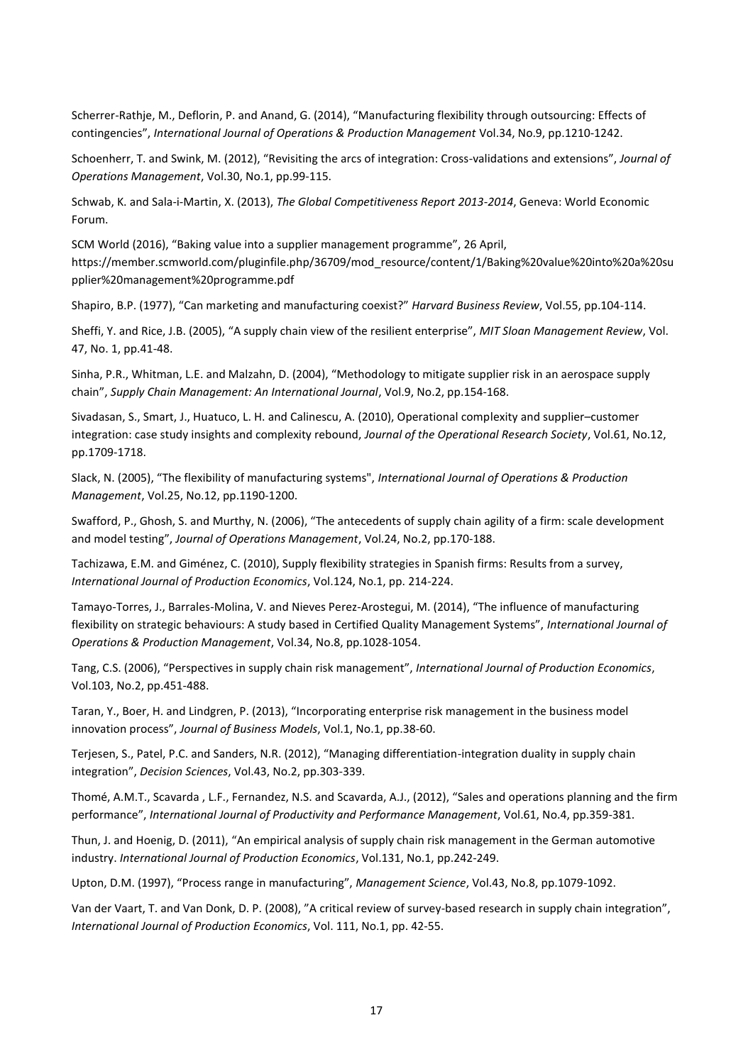Scherrer-Rathje, M., Deflorin, P. and Anand, G. (2014), "Manufacturing flexibility through outsourcing: Effects of contingencies", *International Journal of Operations & Production Management* Vol.34, No.9, pp.1210-1242.

Schoenherr, T. and Swink, M. (2012), "Revisiting the arcs of integration: Cross-validations and extensions", *Journal of Operations Management*, Vol.30, No.1, pp.99-115.

Schwab, K. and Sala-i-Martin, X. (2013), *The Global Competitiveness Report 2013-2014*, Geneva: World Economic Forum.

SCM World (2016), "Baking value into a supplier management programme", 26 April, https://member.scmworld.com/pluginfile.php/36709/mod_resource/content/1/Baking%20value%20into%20a%20supplier%20management%20programme.pdf

Shapiro, B.P. (1977), "Can marketing and manufacturing coexist?" *Harvard Business Review*, Vol.55, pp.104-114.

Sheffi, Y. and Rice, J.B. (2005), "A supply chain view of the resilient enterprise", *MIT Sloan Management Review*, Vol. 47, No. 1, pp.41-48.

Sinha, P.R., Whitman, L.E. and Malzahn, D. (2004), "Methodology to mitigate supplier risk in an aerospace supply chain", *Supply Chain Management: An International Journal*, Vol.9, No.2, pp.154-168.

Sivadasan, S., Smart, J., Huatuco, L. H. and Calinescu, A. (2010), Operational complexity and supplier–customer integration: case study insights and complexity rebound, *Journal of the Operational Research Society*, Vol.61, No.12, pp.1709-1718.

Slack, N. (2005), "The flexibility of manufacturing systems", *International Journal of Operations & Production Management*, Vol.25, No.12, pp.1190-1200.

Swafford, P., Ghosh, S. and Murthy, N. (2006), "The antecedents of supply chain agility of a firm: scale development and model testing", *Journal of Operations Management*, Vol.24, No.2, pp.170-188.

Tachizawa, E.M. and Giménez, C. (2010), Supply flexibility strategies in Spanish firms: Results from a survey, *International Journal of Production Economics*, Vol.124, No.1, pp. 214-224.

Tamayo-Torres, J., Barrales-Molina, V. and Nieves Perez-Arostegui, M. (2014), "The influence of manufacturing flexibility on strategic behaviours: A study based in Certified Quality Management Systems", *International Journal of Operations & Production Management*, Vol.34, No.8, pp.1028-1054.

Tang, C.S. (2006), "Perspectives in supply chain risk management", *International Journal of Production Economics*, Vol.103, No.2, pp.451-488.

Taran, Y., Boer, H. and Lindgren, P. (2013), "Incorporating enterprise risk management in the business model innovation process", *Journal of Business Models*, Vol.1, No.1, pp.38-60.

Terjesen, S., Patel, P.C. and Sanders, N.R. (2012), "Managing differentiation-integration duality in supply chain integration", *Decision Sciences*, Vol.43, No.2, pp.303-339.

Thomé, A.M.T., Scavarda , L.F., Fernandez, N.S. and Scavarda, A.J., (2012), "Sales and operations planning and the firm performance", *International Journal of Productivity and Performance Management*, Vol.61, No.4, pp.359-381.

Thun, J. and Hoenig, D. (2011), "An empirical analysis of supply chain risk management in the German automotive industry. *International Journal of Production Economics*, Vol.131, No.1, pp.242-249.

Upton, D.M. (1997), "Process range in manufacturing", *Management Science*, Vol.43, No.8, pp.1079-1092.

Van der Vaart, T. and Van Donk, D. P. (2008), "A critical review of survey-based research in supply chain integration", *International Journal of Production Economics*, Vol. 111, No.1, pp. 42-55.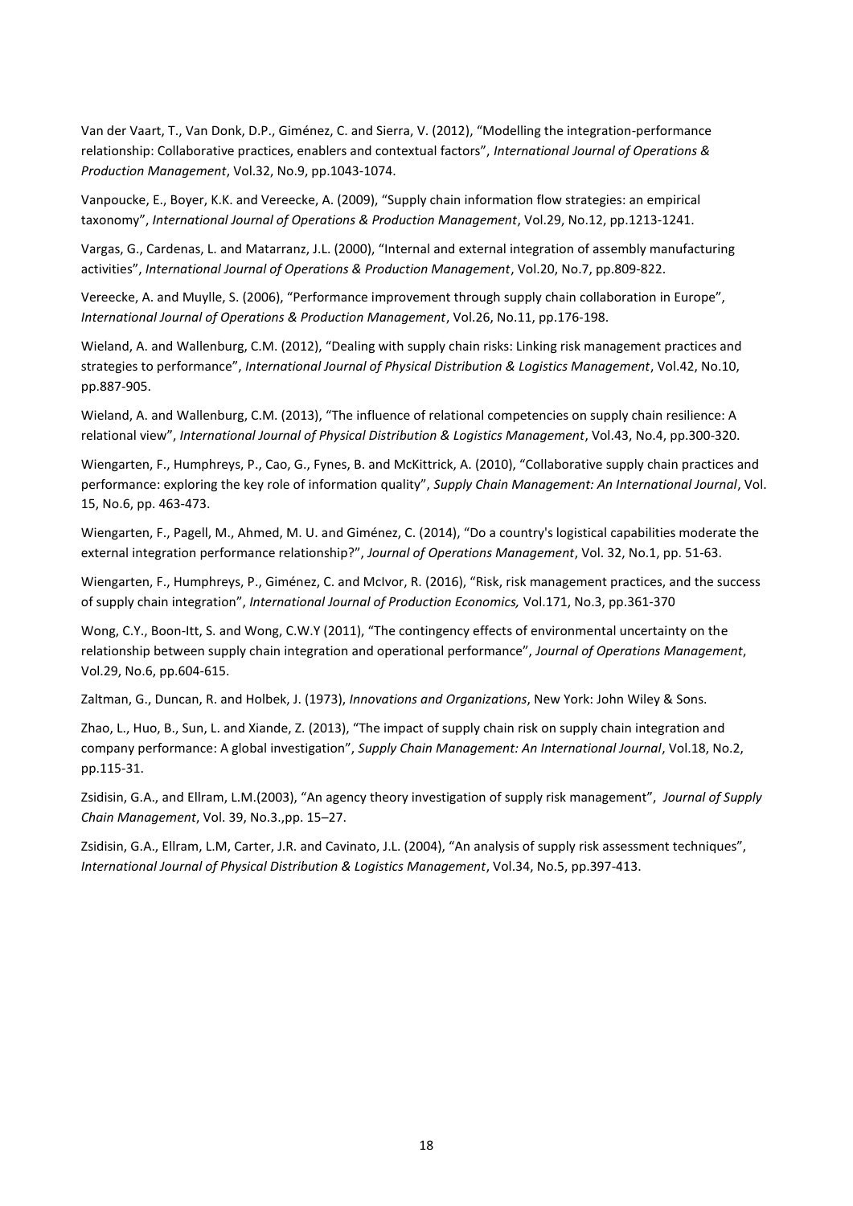Van der Vaart, T., Van Donk, D.P., Giménez, C. and Sierra, V. (2012), "Modelling the integration-performance relationship: Collaborative practices, enablers and contextual factors", *International Journal of Operations & Production Management*, Vol.32, No.9, pp.1043-1074.

Vanpoucke, E., Boyer, K.K. and Vereecke, A. (2009), "Supply chain information flow strategies: an empirical taxonomy", *International Journal of Operations & Production Management*, Vol.29, No.12, pp.1213-1241.

Vargas, G., Cardenas, L. and Matarranz, J.L. (2000), "Internal and external integration of assembly manufacturing activities", *International Journal of Operations & Production Management*, Vol.20, No.7, pp.809-822.

Vereecke, A. and Muylle, S. (2006), "Performance improvement through supply chain collaboration in Europe", *International Journal of Operations & Production Management*, Vol.26, No.11, pp.176-198.

Wieland, A. and Wallenburg, C.M. (2012), "Dealing with supply chain risks: Linking risk management practices and strategies to performance", *International Journal of Physical Distribution & Logistics Management*, Vol.42, No.10, pp.887-905.

Wieland, A. and Wallenburg, C.M. (2013), "The influence of relational competencies on supply chain resilience: A relational view", *International Journal of Physical Distribution & Logistics Management*, Vol.43, No.4, pp.300-320.

Wiengarten, F., Humphreys, P., Cao, G., Fynes, B. and McKittrick, A. (2010), "Collaborative supply chain practices and performance: exploring the key role of information quality", *Supply Chain Management: An International Journal*, Vol. 15, No.6, pp. 463-473.

Wiengarten, F., Pagell, M., Ahmed, M. U. and Giménez, C. (2014), "Do a country's logistical capabilities moderate the external integration performance relationship?", *Journal of Operations Management*, Vol. 32, No.1, pp. 51-63.

Wiengarten, F., Humphreys, P., Giménez, C. and McIvor, R. (2016), "Risk, risk management practices, and the success of supply chain integration", *International Journal of Production Economics,* Vol.171, No.3, pp.361-370

Wong, C.Y., Boon-Itt, S. and Wong, C.W.Y (2011), "The contingency effects of environmental uncertainty on the relationship between supply chain integration and operational performance", *Journal of Operations Management*, Vol.29, No.6, pp.604-615.

Zaltman, G., Duncan, R. and Holbek, J. (1973), *Innovations and Organizations*, New York: John Wiley & Sons.

Zhao, L., Huo, B., Sun, L. and Xiande, Z. (2013), "The impact of supply chain risk on supply chain integration and company performance: A global investigation", *Supply Chain Management: An International Journal*, Vol.18, No.2, pp.115-31.

Zsidisin, G.A., and Ellram, L.M.(2003), "An agency theory investigation of supply risk management", *Journal of Supply Chain Management*, Vol. 39, No.3.,pp. 15–27.

Zsidisin, G.A., Ellram, L.M, Carter, J.R. and Cavinato, J.L. (2004), "An analysis of supply risk assessment techniques", *International Journal of Physical Distribution & Logistics Management*, Vol.34, No.5, pp.397-413.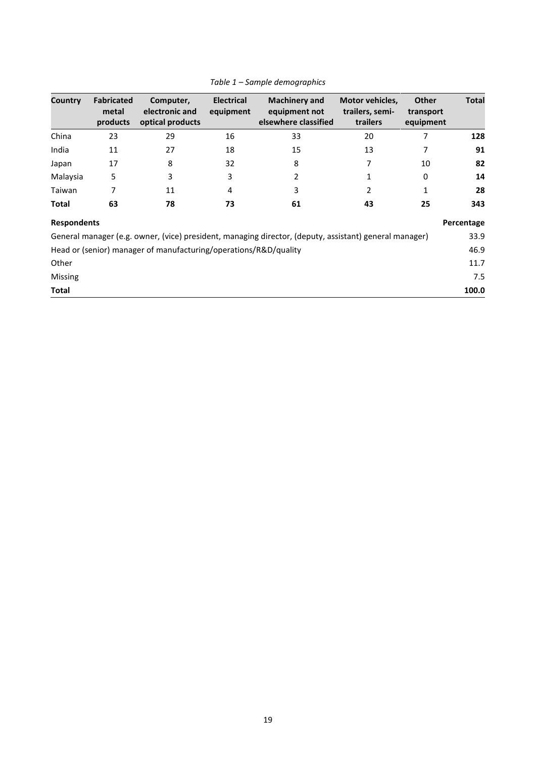*Table 1 – Sample demographics*

| **Country** | **Fabricated metal products** | **Computer, electronic and optical products** | **Electrical equipment** | **Machinery and equipment not elsewhere classified** | **Motor vehicles, trailers, semi-trailers** | **Other transport equipment** | **Total** |
|---|---|---|---|---|---|---|---|
| China | 23 | 29 | 16 | 33 | 20 | 7 | **128** |
| India | 11 | 27 | 18 | 15 | 13 | 7 | **91** |
| Japan | 17 | 8 | 32 | 8 | 7 | 10 | **82** |
| Malaysia | 5 | 3 | 3 | 2 | 1 | 0 | **14** |
| Taiwan | 7 | 11 | 4 | 3 | 2 | 1 | **28** |
| **Total** | **63** | **78** | **73** | **61** | **43** | **25** | **343** |

| **Respondents** | **Percentage** |
|---|---|
| General manager (e.g. owner, (vice) president, managing director, (deputy, assistant) general manager) | 33.9 |
| Head or (senior) manager of manufacturing/operations/R&D/quality | 46.9 |
| Other | 11.7 |
| Missing | 7.5 |
| **Total** | **100.0** |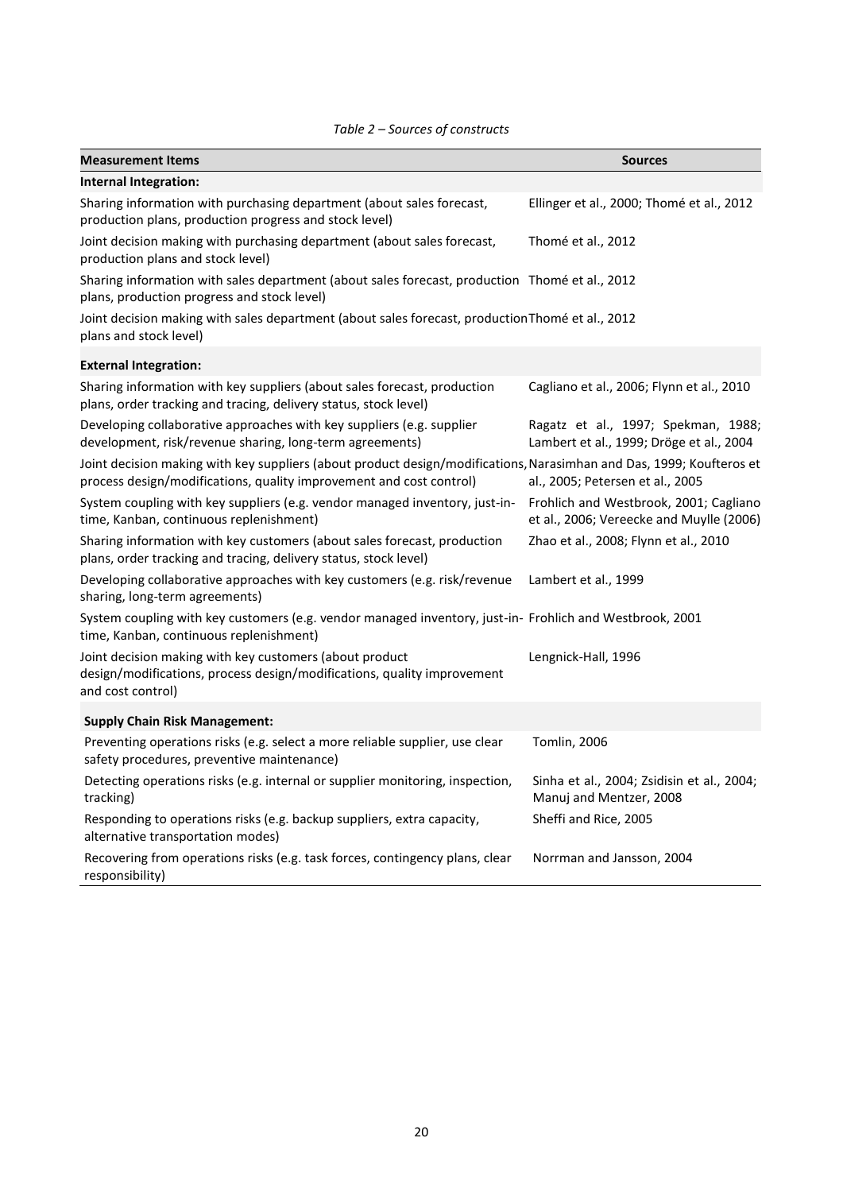*Table 2 – Sources of constructs*

| Measurement Items | Sources |
|---|---|
| **Internal Integration:** | |
| Sharing information with purchasing department (about sales forecast, production plans, production progress and stock level) | Ellinger et al., 2000; Thomé et al., 2012 |
| Joint decision making with purchasing department (about sales forecast, production plans and stock level) | Thomé et al., 2012 |
| Sharing information with sales department (about sales forecast, production plans, production progress and stock level) | Thomé et al., 2012 |
| Joint decision making with sales department (about sales forecast, production plans and stock level) | Thomé et al., 2012 |
| **External Integration:** | |
| Sharing information with key suppliers (about sales forecast, production plans, order tracking and tracing, delivery status, stock level) | Cagliano et al., 2006; Flynn et al., 2010 |
| Developing collaborative approaches with key suppliers (e.g. supplier development, risk/revenue sharing, long-term agreements) | Ragatz et al., 1997; Spekman, 1988; Lambert et al., 1999; Dröge et al., 2004 |
| Joint decision making with key suppliers (about product design/modifications, process design/modifications, quality improvement and cost control) | Narasimhan and Das, 1999; Koufteros et al., 2005; Petersen et al., 2005 |
| System coupling with key suppliers (e.g. vendor managed inventory, just-in-time, Kanban, continuous replenishment) | Frohlich and Westbrook, 2001; Cagliano et al., 2006; Vereecke and Muylle (2006) |
| Sharing information with key customers (about sales forecast, production plans, order tracking and tracing, delivery status, stock level) | Zhao et al., 2008; Flynn et al., 2010 |
| Developing collaborative approaches with key customers (e.g. risk/revenue sharing, long-term agreements) | Lambert et al., 1999 |
| System coupling with key customers (e.g. vendor managed inventory, just-in-time, Kanban, continuous replenishment) | Frohlich and Westbrook, 2001 |
| Joint decision making with key customers (about product design/modifications, process design/modifications, quality improvement and cost control) | Lengnick-Hall, 1996 |
| **Supply Chain Risk Management:** | |
| Preventing operations risks (e.g. select a more reliable supplier, use clear safety procedures, preventive maintenance) | Tomlin, 2006 |
| Detecting operations risks (e.g. internal or supplier monitoring, inspection, tracking) | Sinha et al., 2004; Zsidisin et al., 2004; Manuj and Mentzer, 2008 |
| Responding to operations risks (e.g. backup suppliers, extra capacity, alternative transportation modes) | Sheffi and Rice, 2005 |
| Recovering from operations risks (e.g. task forces, contingency plans, clear responsibility) | Norrman and Jansson, 2004 |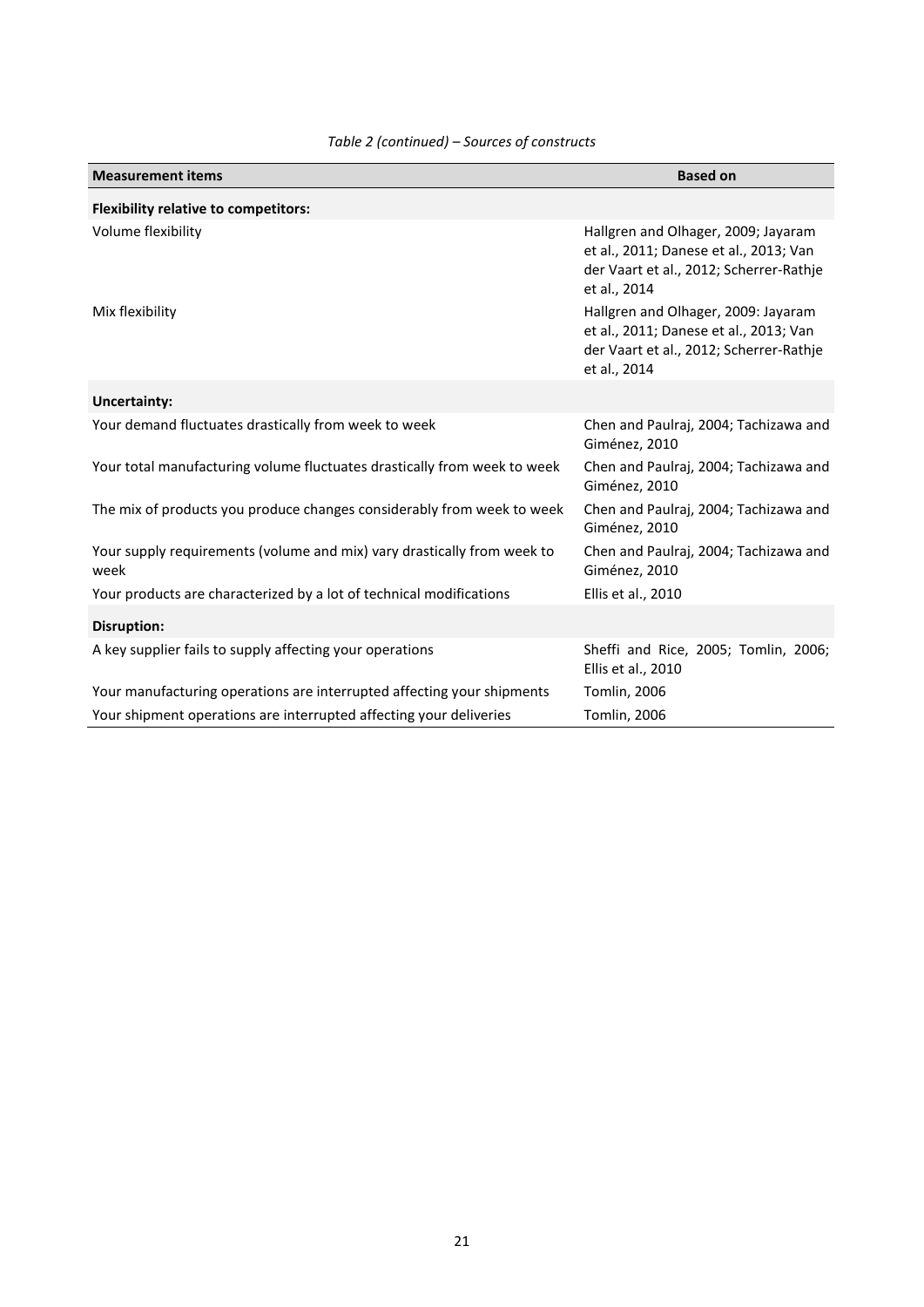*Table 2 (continued) – Sources of constructs*

| Measurement items | Based on |
|---|---|
| **Flexibility relative to competitors:** | |
| Volume flexibility | Hallgren and Olhager, 2009; Jayaram et al., 2011; Danese et al., 2013; Van der Vaart et al., 2012; Scherrer-Rathje et al., 2014 |
| Mix flexibility | Hallgren and Olhager, 2009: Jayaram et al., 2011; Danese et al., 2013; Van der Vaart et al., 2012; Scherrer-Rathje et al., 2014 |
| **Uncertainty:** | |
| Your demand fluctuates drastically from week to week | Chen and Paulraj, 2004; Tachizawa and Giménez, 2010 |
| Your total manufacturing volume fluctuates drastically from week to week | Chen and Paulraj, 2004; Tachizawa and Giménez, 2010 |
| The mix of products you produce changes considerably from week to week | Chen and Paulraj, 2004; Tachizawa and Giménez, 2010 |
| Your supply requirements (volume and mix) vary drastically from week to week | Chen and Paulraj, 2004; Tachizawa and Giménez, 2010 |
| Your products are characterized by a lot of technical modifications | Ellis et al., 2010 |
| **Disruption:** | |
| A key supplier fails to supply affecting your operations | Sheffi and Rice, 2005; Tomlin, 2006; Ellis et al., 2010 |
| Your manufacturing operations are interrupted affecting your shipments | Tomlin, 2006 |
| Your shipment operations are interrupted affecting your deliveries | Tomlin, 2006 |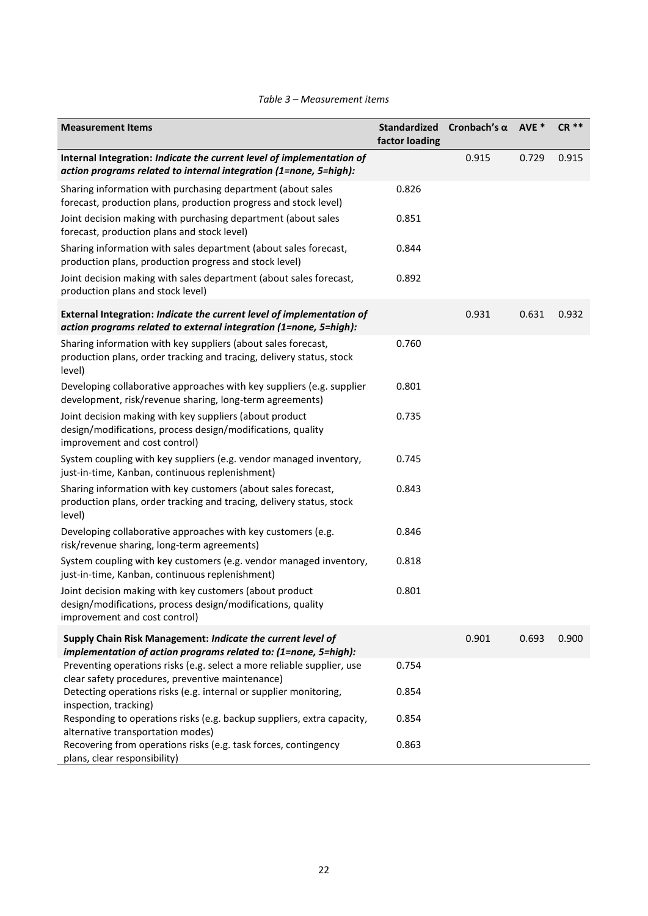*Table 3 – Measurement items*

| **Measurement Items** | **Standardized factor loading** | **Cronbach's α** | **AVE \*** | **CR \*\*** |
|---|---|---|---|---|
| **Internal Integration:** ***Indicate the current level of implementation of action programs related to internal integration (1=none, 5=high):*** | | 0.915 | 0.729 | 0.915 |
| Sharing information with purchasing department (about sales forecast, production plans, production progress and stock level) | 0.826 | | | |
| Joint decision making with purchasing department (about sales forecast, production plans and stock level) | 0.851 | | | |
| Sharing information with sales department (about sales forecast, production plans, production progress and stock level) | 0.844 | | | |
| Joint decision making with sales department (about sales forecast, production plans and stock level) | 0.892 | | | |
| **External Integration:** ***Indicate the current level of implementation of action programs related to external integration (1=none, 5=high):*** | | 0.931 | 0.631 | 0.932 |
| Sharing information with key suppliers (about sales forecast, production plans, order tracking and tracing, delivery status, stock level) | 0.760 | | | |
| Developing collaborative approaches with key suppliers (e.g. supplier development, risk/revenue sharing, long-term agreements) | 0.801 | | | |
| Joint decision making with key suppliers (about product design/modifications, process design/modifications, quality improvement and cost control) | 0.735 | | | |
| System coupling with key suppliers (e.g. vendor managed inventory, just-in-time, Kanban, continuous replenishment) | 0.745 | | | |
| Sharing information with key customers (about sales forecast, production plans, order tracking and tracing, delivery status, stock level) | 0.843 | | | |
| Developing collaborative approaches with key customers (e.g. risk/revenue sharing, long-term agreements) | 0.846 | | | |
| System coupling with key customers (e.g. vendor managed inventory, just-in-time, Kanban, continuous replenishment) | 0.818 | | | |
| Joint decision making with key customers (about product design/modifications, process design/modifications, quality improvement and cost control) | 0.801 | | | |
| **Supply Chain Risk Management:** ***Indicate the current level of implementation of action programs related to: (1=none, 5=high):*** | | 0.901 | 0.693 | 0.900 |
| Preventing operations risks (e.g. select a more reliable supplier, use clear safety procedures, preventive maintenance) | 0.754 | | | |
| Detecting operations risks (e.g. internal or supplier monitoring, inspection, tracking) | 0.854 | | | |
| Responding to operations risks (e.g. backup suppliers, extra capacity, alternative transportation modes) | 0.854 | | | |
| Recovering from operations risks (e.g. task forces, contingency plans, clear responsibility) | 0.863 | | | |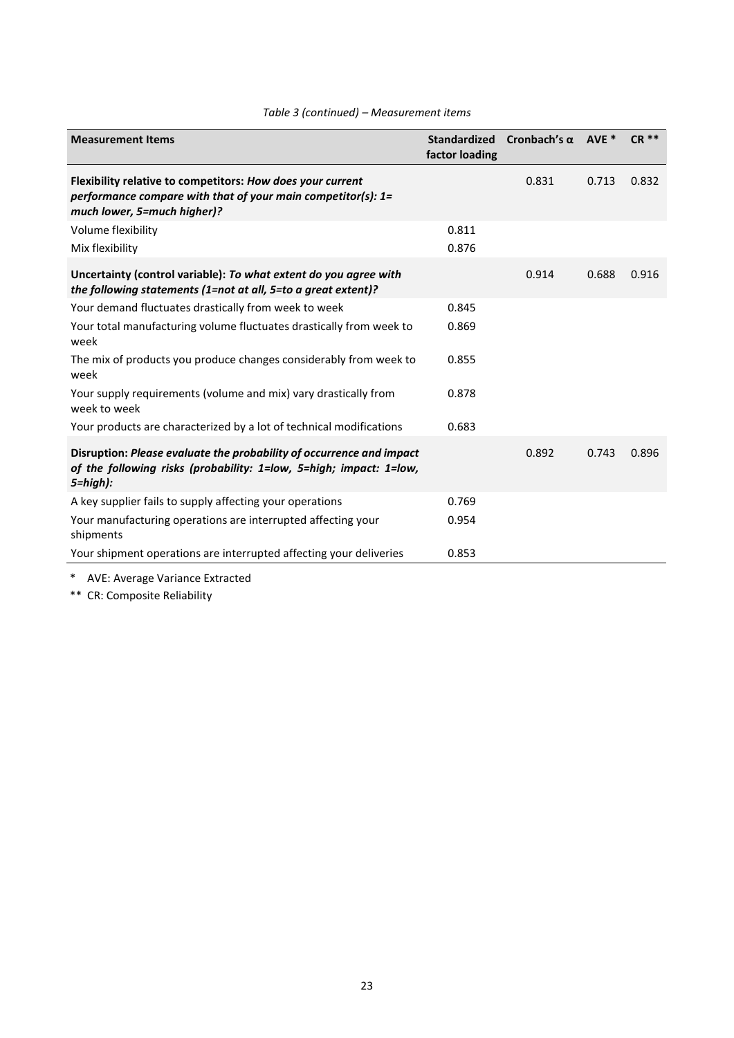*Table 3 (continued) – Measurement items*

| Measurement Items | Standardized factor loading | Cronbach's α | AVE * | CR ** |
|---|---|---|---|---|
| **Flexibility relative to competitors:** ***How does your current performance compare with that of your main competitor(s): 1= much lower, 5=much higher)?*** | | 0.831 | 0.713 | 0.832 |
| Volume flexibility | 0.811 | | | |
| Mix flexibility | 0.876 | | | |
| **Uncertainty (control variable):** ***To what extent do you agree with the following statements (1=not at all, 5=to a great extent)?*** | | 0.914 | 0.688 | 0.916 |
| Your demand fluctuates drastically from week to week | 0.845 | | | |
| Your total manufacturing volume fluctuates drastically from week to week | 0.869 | | | |
| The mix of products you produce changes considerably from week to week | 0.855 | | | |
| Your supply requirements (volume and mix) vary drastically from week to week | 0.878 | | | |
| Your products are characterized by a lot of technical modifications | 0.683 | | | |
| **Disruption:** ***Please evaluate the probability of occurrence and impact of the following risks (probability: 1=low, 5=high; impact: 1=low, 5=high):*** | | 0.892 | 0.743 | 0.896 |
| A key supplier fails to supply affecting your operations | 0.769 | | | |
| Your manufacturing operations are interrupted affecting your shipments | 0.954 | | | |
| Your shipment operations are interrupted affecting your deliveries | 0.853 | | | |

\* AVE: Average Variance Extracted

\*\* CR: Composite Reliability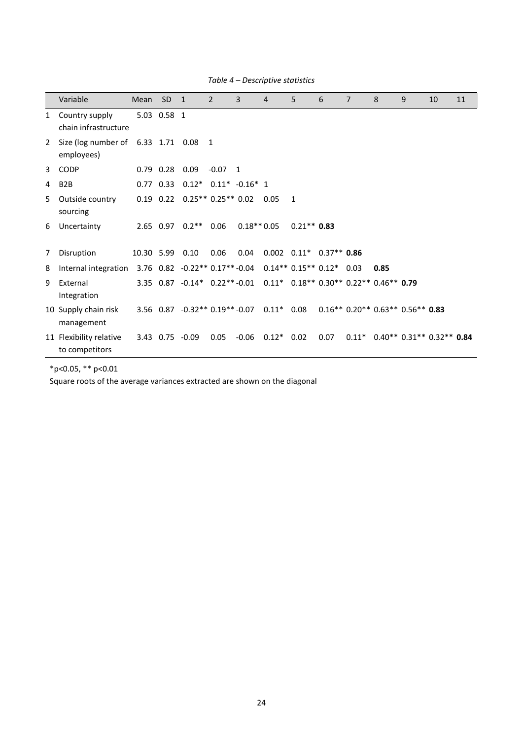*Table 4 – Descriptive statistics*

| | Variable | Mean | SD | 1 | 2 | 3 | 4 | 5 | 6 | 7 | 8 | 9 | 10 | 11 |
|---|---|---|---|---|---|---|---|---|---|---|---|---|---|---|
| 1 | Country supply chain infrastructure | 5.03 | 0.58 | 1 | | | | | | | | | | |
| 2 | Size (log number of employees) | 6.33 | 1.71 | 0.08 | 1 | | | | | | | | | |
| 3 | CODP | 0.79 | 0.28 | 0.09 | -0.07 | 1 | | | | | | | | |
| 4 | B2B | 0.77 | 0.33 | 0.12* | 0.11* | -0.16* | 1 | | | | | | | |
| 5 | Outside country sourcing | 0.19 | 0.22 | 0.25** | 0.25** | 0.02 | 0.05 | 1 | | | | | | |
| 6 | Uncertainty | 2.65 | 0.97 | 0.2** | 0.06 | 0.18** | 0.05 | 0.21** | **0.83** | | | | | |
| 7 | Disruption | 10.30 | 5.99 | 0.10 | 0.06 | 0.04 | 0.002 | 0.11* | 0.37** | **0.86** | | | | |
| 8 | Internal integration | 3.76 | 0.82 | -0.22** | 0.17** | -0.04 | 0.14** | 0.15** | 0.12* | 0.03 | **0.85** | | | |
| 9 | External Integration | 3.35 | 0.87 | -0.14* | 0.22** | -0.01 | 0.11* | 0.18** | 0.30** | 0.22** | 0.46** | **0.79** | | |
| 10 | Supply chain risk management | 3.56 | 0.87 | -0.32** | 0.19** | -0.07 | 0.11* | 0.08 | 0.16** | 0.20** | 0.63** | 0.56** | **0.83** | |
| 11 | Flexibility relative to competitors | 3.43 | 0.75 | -0.09 | 0.05 | -0.06 | 0.12* | 0.02 | 0.07 | 0.11* | 0.40** | 0.31** | 0.32** | **0.84** |

*p<0.05, ** p<0.01

Square roots of the average variances extracted are shown on the diagonal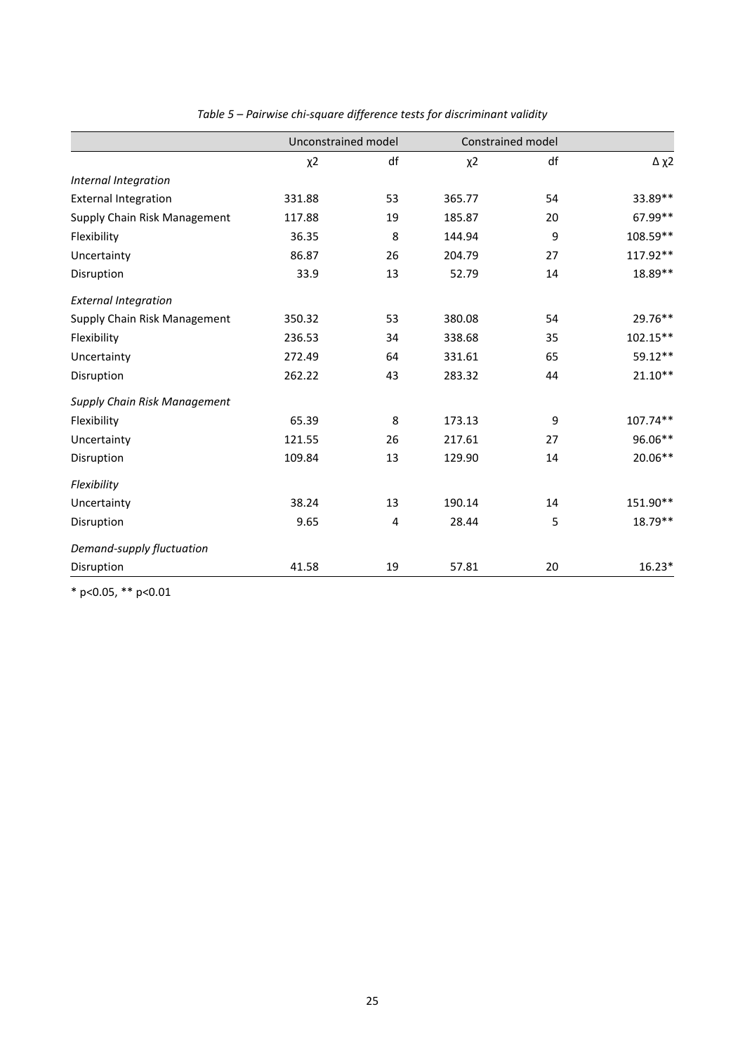*Table 5 – Pairwise chi-square difference tests for discriminant validity*

| | Unconstrained model | | Constrained model | | |
|---|---|---|---|---|---|
| | $\chi^2$ | df | $\chi^2$ | df | $\Delta\chi^2$ |
| *Internal Integration* | | | | | |
| External Integration | 331.88 | 53 | 365.77 | 54 | 33.89** |
| Supply Chain Risk Management | 117.88 | 19 | 185.87 | 20 | 67.99** |
| Flexibility | 36.35 | 8 | 144.94 | 9 | 108.59** |
| Uncertainty | 86.87 | 26 | 204.79 | 27 | 117.92** |
| Disruption | 33.9 | 13 | 52.79 | 14 | 18.89** |
| *External Integration* | | | | | |
| Supply Chain Risk Management | 350.32 | 53 | 380.08 | 54 | 29.76** |
| Flexibility | 236.53 | 34 | 338.68 | 35 | 102.15** |
| Uncertainty | 272.49 | 64 | 331.61 | 65 | 59.12** |
| Disruption | 262.22 | 43 | 283.32 | 44 | 21.10** |
| *Supply Chain Risk Management* | | | | | |
| Flexibility | 65.39 | 8 | 173.13 | 9 | 107.74** |
| Uncertainty | 121.55 | 26 | 217.61 | 27 | 96.06** |
| Disruption | 109.84 | 13 | 129.90 | 14 | 20.06** |
| *Flexibility* | | | | | |
| Uncertainty | 38.24 | 13 | 190.14 | 14 | 151.90** |
| Disruption | 9.65 | 4 | 28.44 | 5 | 18.79** |
| *Demand-supply fluctuation* | | | | | |
| Disruption | 41.58 | 19 | 57.81 | 20 | 16.23* |

* $p<0.05$, ** $p<0.01$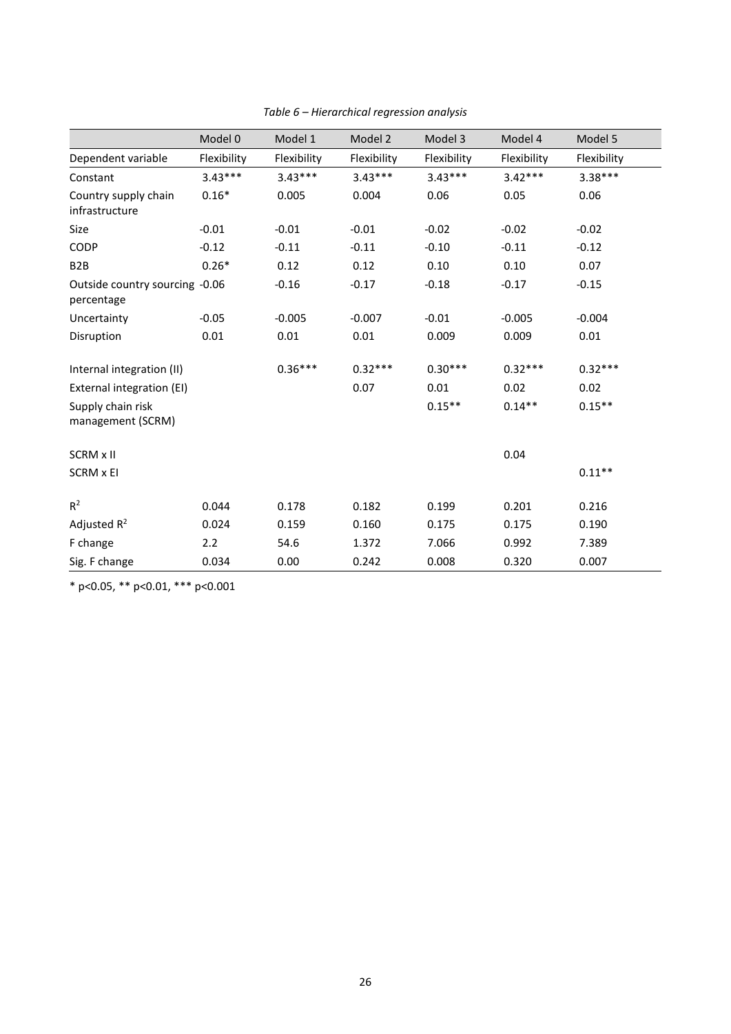*Table 6 – Hierarchical regression analysis*

| | Model 0 | Model 1 | Model 2 | Model 3 | Model 4 | Model 5 |
|---|---|---|---|---|---|---|
| Dependent variable | Flexibility | Flexibility | Flexibility | Flexibility | Flexibility | Flexibility |
| Constant | 3.43*** | 3.43*** | 3.43*** | 3.43*** | 3.42*** | 3.38*** |
| Country supply chain infrastructure | 0.16* | 0.005 | 0.004 | 0.06 | 0.05 | 0.06 |
| Size | -0.01 | -0.01 | -0.01 | -0.02 | -0.02 | -0.02 |
| CODP | -0.12 | -0.11 | -0.11 | -0.10 | -0.11 | -0.12 |
| B2B | 0.26* | 0.12 | 0.12 | 0.10 | 0.10 | 0.07 |
| Outside country sourcing percentage | -0.06 | -0.16 | -0.17 | -0.18 | -0.17 | -0.15 |
| Uncertainty | -0.05 | -0.005 | -0.007 | -0.01 | -0.005 | -0.004 |
| Disruption | 0.01 | 0.01 | 0.01 | 0.009 | 0.009 | 0.01 |
| Internal integration (II) | | 0.36*** | 0.32*** | 0.30*** | 0.32*** | 0.32*** |
| External integration (EI) | | | 0.07 | 0.01 | 0.02 | 0.02 |
| Supply chain risk management (SCRM) | | | | 0.15** | 0.14** | 0.15** |
| SCRM x II | | | | | 0.04 | |
| SCRM x EI | | | | | | 0.11** |
| $R^2$ | 0.044 | 0.178 | 0.182 | 0.199 | 0.201 | 0.216 |
| Adjusted $R^2$ | 0.024 | 0.159 | 0.160 | 0.175 | 0.175 | 0.190 |
| F change | 2.2 | 54.6 | 1.372 | 7.066 | 0.992 | 7.389 |
| Sig. F change | 0.034 | 0.00 | 0.242 | 0.008 | 0.320 | 0.007 |

* p<0.05, ** p<0.01, *** p<0.001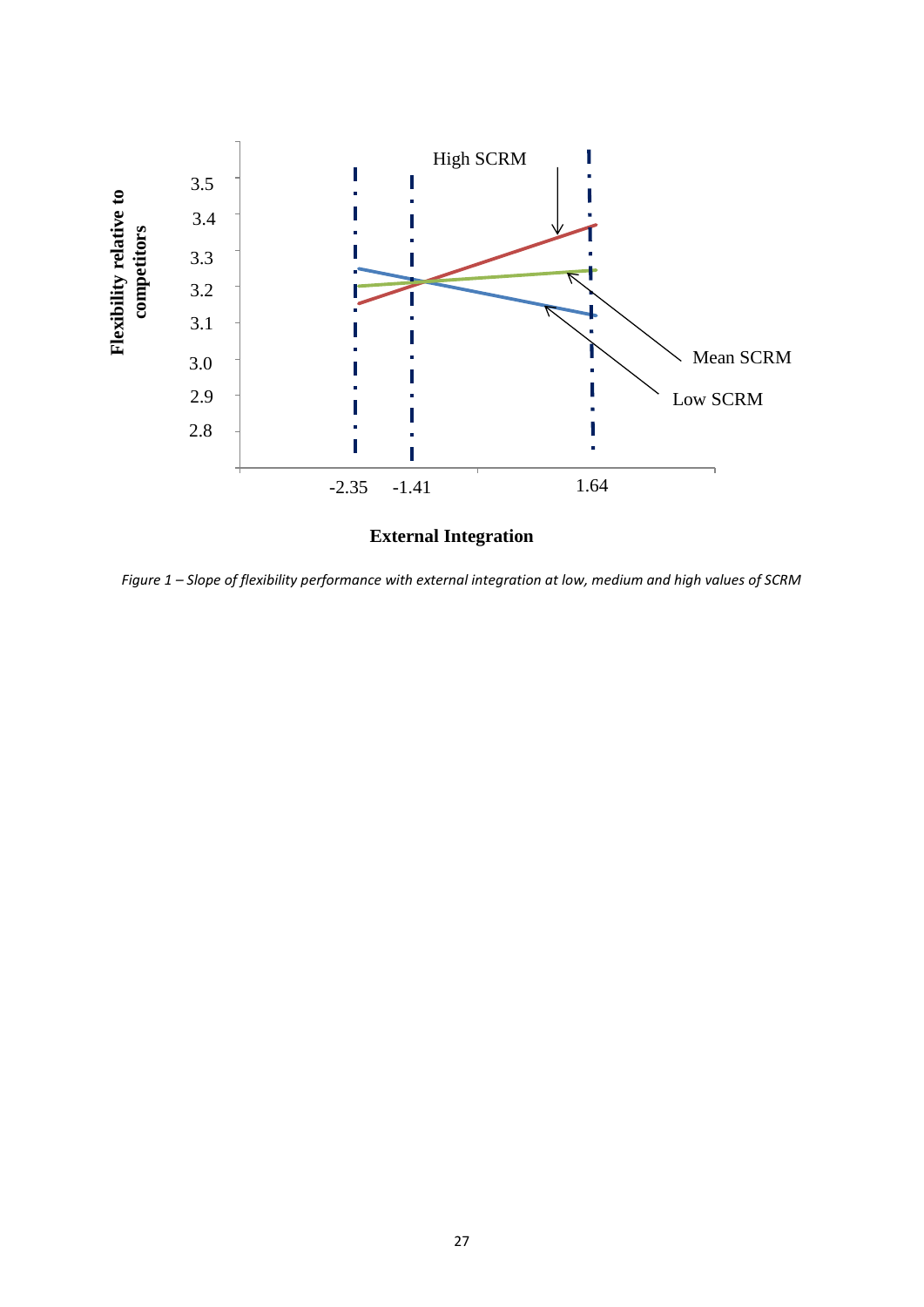Flexibility relative to competitors

3.5
3.4
3.3
3.2
3.1
3.0
2.9
2.8

High SCRM

Mean SCRM

Low SCRM

-2.35 -1.41 1.64

External Integration

*Figure 1 – Slope of flexibility performance with external integration at low, medium and high values of SCRM*